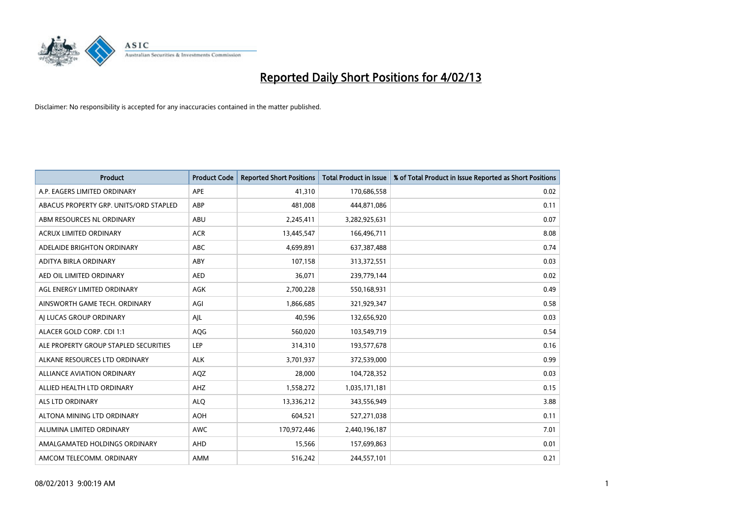# Reported Daily Short Positions for 4/02/13

Disclaimer: No responsibility is accepted for any inaccuracies contained in the matter published.

| Product | Product Code | Reported Short Positions | Total Product in Issue | % of Total Product in Issue Reported as Short Positions |
|---|---|---|---|---|
| A.P. EAGERS LIMITED ORDINARY | APE | 41,310 | 170,686,558 | 0.02 |
| ABACUS PROPERTY GRP. UNITS/ORD STAPLED | ABP | 481,008 | 444,871,086 | 0.11 |
| ABM RESOURCES NL ORDINARY | ABU | 2,245,411 | 3,282,925,631 | 0.07 |
| ACRUX LIMITED ORDINARY | ACR | 13,445,547 | 166,496,711 | 8.08 |
| ADELAIDE BRIGHTON ORDINARY | ABC | 4,699,891 | 637,387,488 | 0.74 |
| ADITYA BIRLA ORDINARY | ABY | 107,158 | 313,372,551 | 0.03 |
| AED OIL LIMITED ORDINARY | AED | 36,071 | 239,779,144 | 0.02 |
| AGL ENERGY LIMITED ORDINARY | AGK | 2,700,228 | 550,168,931 | 0.49 |
| AINSWORTH GAME TECH. ORDINARY | AGI | 1,866,685 | 321,929,347 | 0.58 |
| AJ LUCAS GROUP ORDINARY | AJL | 40,596 | 132,656,920 | 0.03 |
| ALACER GOLD CORP. CDI 1:1 | AQG | 560,020 | 103,549,719 | 0.54 |
| ALE PROPERTY GROUP STAPLED SECURITIES | LEP | 314,310 | 193,577,678 | 0.16 |
| ALKANE RESOURCES LTD ORDINARY | ALK | 3,701,937 | 372,539,000 | 0.99 |
| ALLIANCE AVIATION ORDINARY | AQZ | 28,000 | 104,728,352 | 0.03 |
| ALLIED HEALTH LTD ORDINARY | AHZ | 1,558,272 | 1,035,171,181 | 0.15 |
| ALS LTD ORDINARY | ALQ | 13,336,212 | 343,556,949 | 3.88 |
| ALTONA MINING LTD ORDINARY | AOH | 604,521 | 527,271,038 | 0.11 |
| ALUMINA LIMITED ORDINARY | AWC | 170,972,446 | 2,440,196,187 | 7.01 |
| AMALGAMATED HOLDINGS ORDINARY | AHD | 15,566 | 157,699,863 | 0.01 |
| AMCOM TELECOMM. ORDINARY | AMM | 516,242 | 244,557,101 | 0.21 |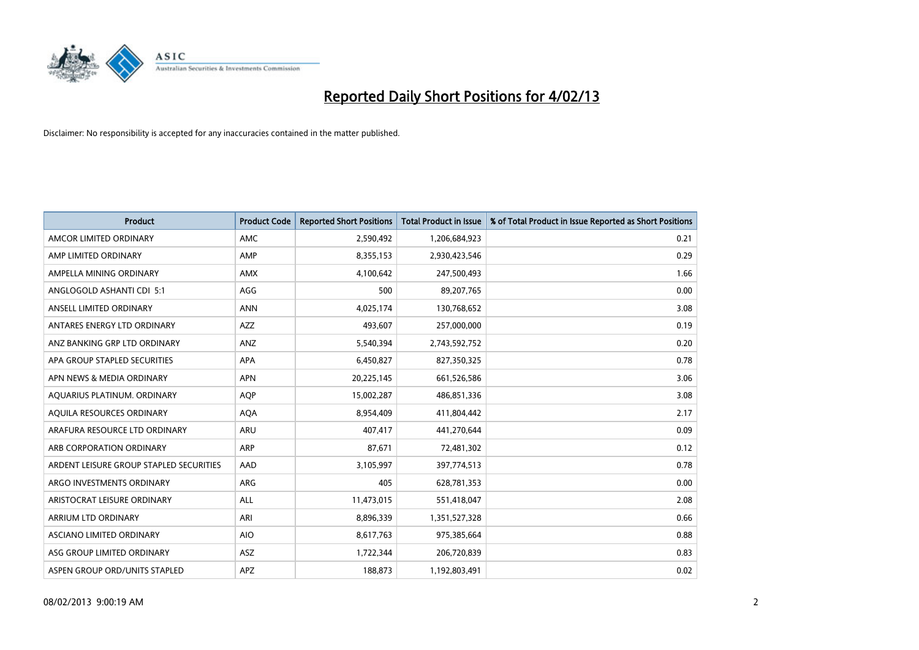# Reported Daily Short Positions for 4/02/13

Disclaimer: No responsibility is accepted for any inaccuracies contained in the matter published.

| Product | Product Code | Reported Short Positions | Total Product in Issue | % of Total Product in Issue Reported as Short Positions |
|---|---|---|---|---|
| AMCOR LIMITED ORDINARY | AMC | 2,590,492 | 1,206,684,923 | 0.21 |
| AMP LIMITED ORDINARY | AMP | 8,355,153 | 2,930,423,546 | 0.29 |
| AMPELLA MINING ORDINARY | AMX | 4,100,642 | 247,500,493 | 1.66 |
| ANGLOGOLD ASHANTI CDI 5:1 | AGG | 500 | 89,207,765 | 0.00 |
| ANSELL LIMITED ORDINARY | ANN | 4,025,174 | 130,768,652 | 3.08 |
| ANTARES ENERGY LTD ORDINARY | AZZ | 493,607 | 257,000,000 | 0.19 |
| ANZ BANKING GRP LTD ORDINARY | ANZ | 5,540,394 | 2,743,592,752 | 0.20 |
| APA GROUP STAPLED SECURITIES | APA | 6,450,827 | 827,350,325 | 0.78 |
| APN NEWS & MEDIA ORDINARY | APN | 20,225,145 | 661,526,586 | 3.06 |
| AQUARIUS PLATINUM. ORDINARY | AQP | 15,002,287 | 486,851,336 | 3.08 |
| AQUILA RESOURCES ORDINARY | AQA | 8,954,409 | 411,804,442 | 2.17 |
| ARAFURA RESOURCE LTD ORDINARY | ARU | 407,417 | 441,270,644 | 0.09 |
| ARB CORPORATION ORDINARY | ARP | 87,671 | 72,481,302 | 0.12 |
| ARDENT LEISURE GROUP STAPLED SECURITIES | AAD | 3,105,997 | 397,774,513 | 0.78 |
| ARGO INVESTMENTS ORDINARY | ARG | 405 | 628,781,353 | 0.00 |
| ARISTOCRAT LEISURE ORDINARY | ALL | 11,473,015 | 551,418,047 | 2.08 |
| ARRIUM LTD ORDINARY | ARI | 8,896,339 | 1,351,527,328 | 0.66 |
| ASCIANO LIMITED ORDINARY | AIO | 8,617,763 | 975,385,664 | 0.88 |
| ASG GROUP LIMITED ORDINARY | ASZ | 1,722,344 | 206,720,839 | 0.83 |
| ASPEN GROUP ORD/UNITS STAPLED | APZ | 188,873 | 1,192,803,491 | 0.02 |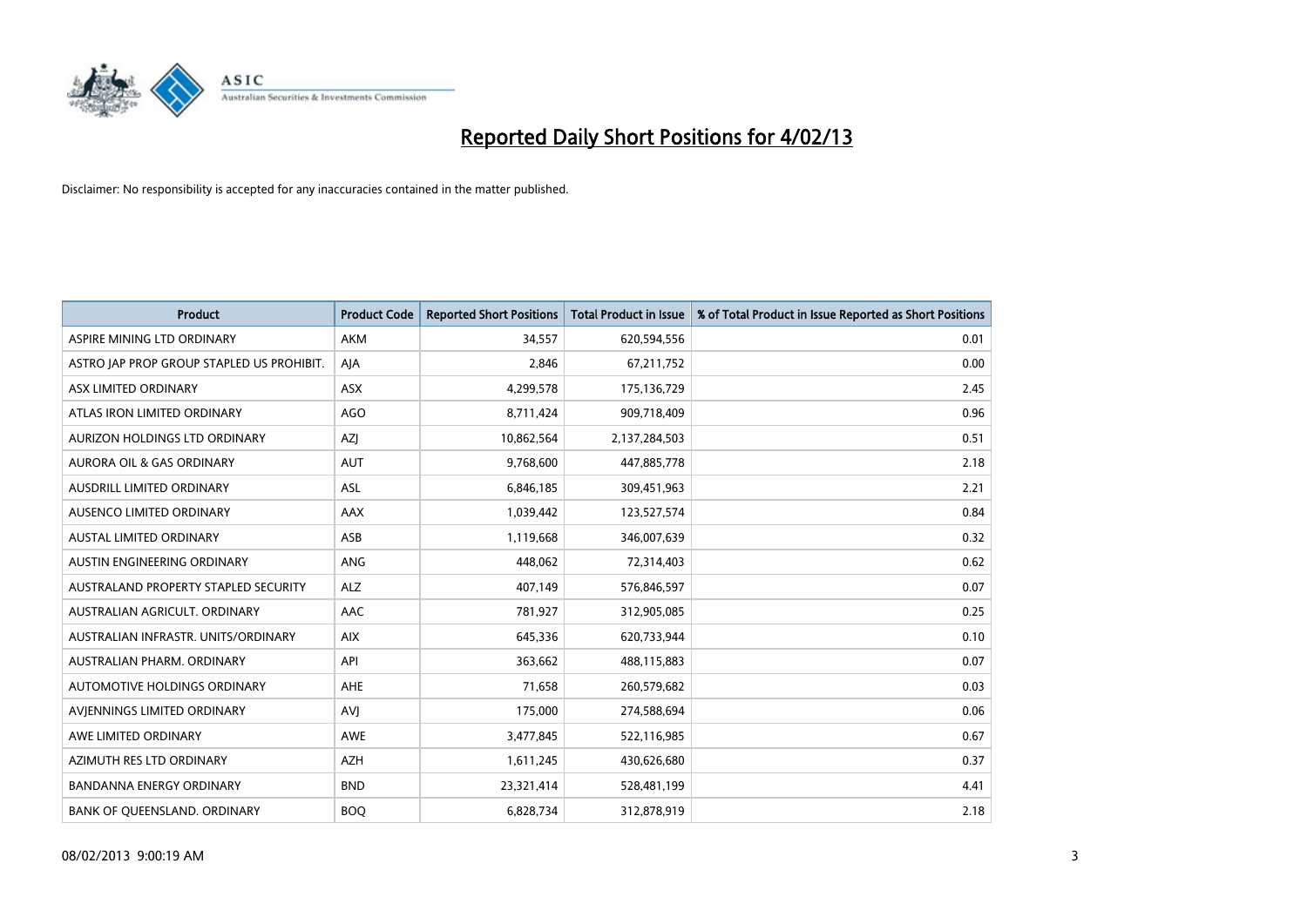# Reported Daily Short Positions for 4/02/13

Disclaimer: No responsibility is accepted for any inaccuracies contained in the matter published.

| Product | Product Code | Reported Short Positions | Total Product in Issue | % of Total Product in Issue Reported as Short Positions |
|---|---|---|---|---|
| ASPIRE MINING LTD ORDINARY | AKM | 34,557 | 620,594,556 | 0.01 |
| ASTRO JAP PROP GROUP STAPLED US PROHIBIT. | AJA | 2,846 | 67,211,752 | 0.00 |
| ASX LIMITED ORDINARY | ASX | 4,299,578 | 175,136,729 | 2.45 |
| ATLAS IRON LIMITED ORDINARY | AGO | 8,711,424 | 909,718,409 | 0.96 |
| AURIZON HOLDINGS LTD ORDINARY | AZJ | 10,862,564 | 2,137,284,503 | 0.51 |
| AURORA OIL & GAS ORDINARY | AUT | 9,768,600 | 447,885,778 | 2.18 |
| AUSDRILL LIMITED ORDINARY | ASL | 6,846,185 | 309,451,963 | 2.21 |
| AUSENCO LIMITED ORDINARY | AAX | 1,039,442 | 123,527,574 | 0.84 |
| AUSTAL LIMITED ORDINARY | ASB | 1,119,668 | 346,007,639 | 0.32 |
| AUSTIN ENGINEERING ORDINARY | ANG | 448,062 | 72,314,403 | 0.62 |
| AUSTRALAND PROPERTY STAPLED SECURITY | ALZ | 407,149 | 576,846,597 | 0.07 |
| AUSTRALIAN AGRICULT. ORDINARY | AAC | 781,927 | 312,905,085 | 0.25 |
| AUSTRALIAN INFRASTR. UNITS/ORDINARY | AIX | 645,336 | 620,733,944 | 0.10 |
| AUSTRALIAN PHARM. ORDINARY | API | 363,662 | 488,115,883 | 0.07 |
| AUTOMOTIVE HOLDINGS ORDINARY | AHE | 71,658 | 260,579,682 | 0.03 |
| AVJENNINGS LIMITED ORDINARY | AVJ | 175,000 | 274,588,694 | 0.06 |
| AWE LIMITED ORDINARY | AWE | 3,477,845 | 522,116,985 | 0.67 |
| AZIMUTH RES LTD ORDINARY | AZH | 1,611,245 | 430,626,680 | 0.37 |
| BANDANNA ENERGY ORDINARY | BND | 23,321,414 | 528,481,199 | 4.41 |
| BANK OF QUEENSLAND. ORDINARY | BOQ | 6,828,734 | 312,878,919 | 2.18 |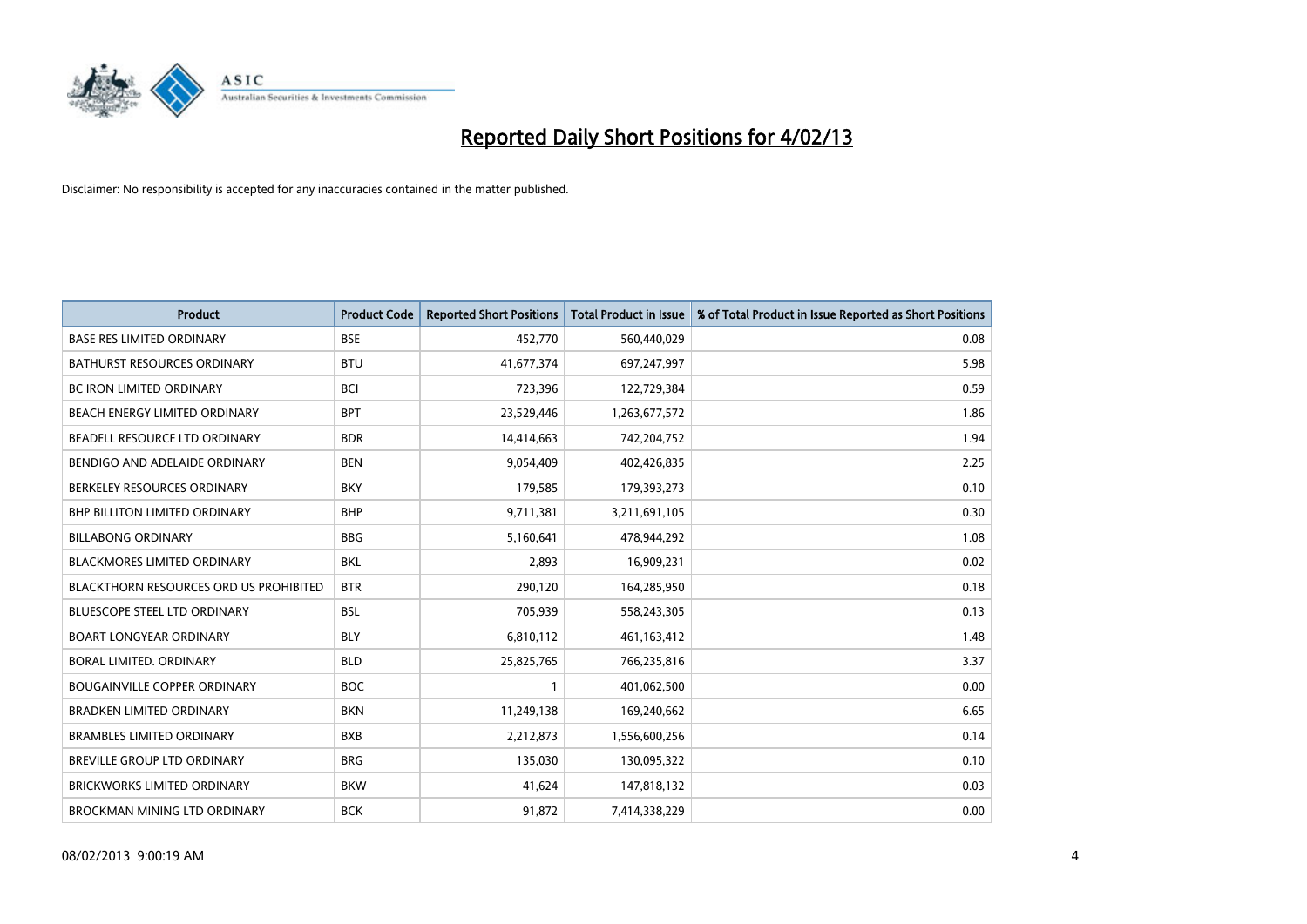# Reported Daily Short Positions for 4/02/13

Disclaimer: No responsibility is accepted for any inaccuracies contained in the matter published.

| Product | Product Code | Reported Short Positions | Total Product in Issue | % of Total Product in Issue Reported as Short Positions |
|---|---|---|---|---|
| BASE RES LIMITED ORDINARY | BSE | 452,770 | 560,440,029 | 0.08 |
| BATHURST RESOURCES ORDINARY | BTU | 41,677,374 | 697,247,997 | 5.98 |
| BC IRON LIMITED ORDINARY | BCI | 723,396 | 122,729,384 | 0.59 |
| BEACH ENERGY LIMITED ORDINARY | BPT | 23,529,446 | 1,263,677,572 | 1.86 |
| BEADELL RESOURCE LTD ORDINARY | BDR | 14,414,663 | 742,204,752 | 1.94 |
| BENDIGO AND ADELAIDE ORDINARY | BEN | 9,054,409 | 402,426,835 | 2.25 |
| BERKELEY RESOURCES ORDINARY | BKY | 179,585 | 179,393,273 | 0.10 |
| BHP BILLITON LIMITED ORDINARY | BHP | 9,711,381 | 3,211,691,105 | 0.30 |
| BILLABONG ORDINARY | BBG | 5,160,641 | 478,944,292 | 1.08 |
| BLACKMORES LIMITED ORDINARY | BKL | 2,893 | 16,909,231 | 0.02 |
| BLACKTHORN RESOURCES ORD US PROHIBITED | BTR | 290,120 | 164,285,950 | 0.18 |
| BLUESCOPE STEEL LTD ORDINARY | BSL | 705,939 | 558,243,305 | 0.13 |
| BOART LONGYEAR ORDINARY | BLY | 6,810,112 | 461,163,412 | 1.48 |
| BORAL LIMITED. ORDINARY | BLD | 25,825,765 | 766,235,816 | 3.37 |
| BOUGAINVILLE COPPER ORDINARY | BOC | 1 | 401,062,500 | 0.00 |
| BRADKEN LIMITED ORDINARY | BKN | 11,249,138 | 169,240,662 | 6.65 |
| BRAMBLES LIMITED ORDINARY | BXB | 2,212,873 | 1,556,600,256 | 0.14 |
| BREVILLE GROUP LTD ORDINARY | BRG | 135,030 | 130,095,322 | 0.10 |
| BRICKWORKS LIMITED ORDINARY | BKW | 41,624 | 147,818,132 | 0.03 |
| BROCKMAN MINING LTD ORDINARY | BCK | 91,872 | 7,414,338,229 | 0.00 |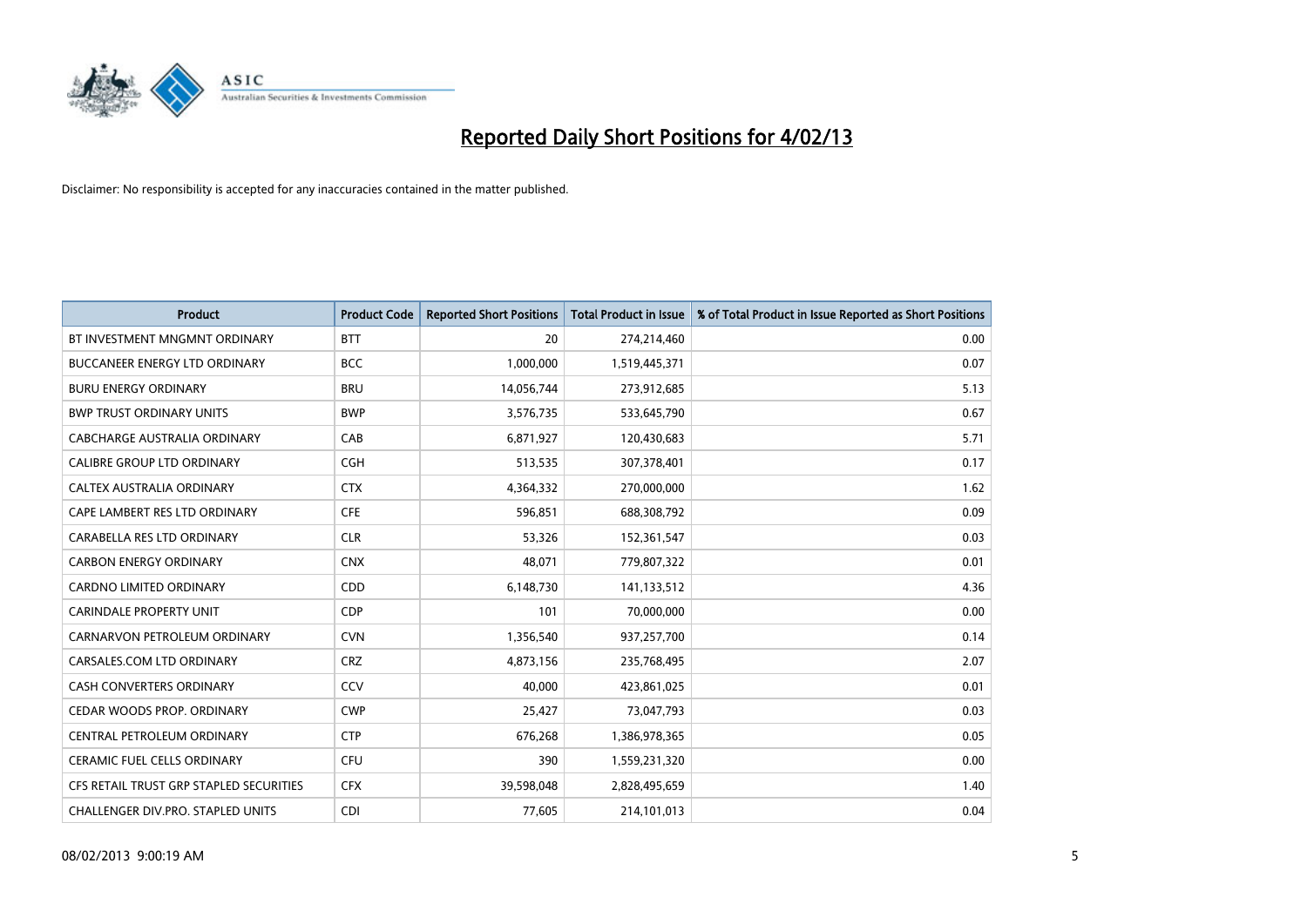# Reported Daily Short Positions for 4/02/13

Disclaimer: No responsibility is accepted for any inaccuracies contained in the matter published.

| Product | Product Code | Reported Short Positions | Total Product in Issue | % of Total Product in Issue Reported as Short Positions |
|---|---|---|---|---|
| BT INVESTMENT MNGMNT ORDINARY | BTT | 20 | 274,214,460 | 0.00 |
| BUCCANEER ENERGY LTD ORDINARY | BCC | 1,000,000 | 1,519,445,371 | 0.07 |
| BURU ENERGY ORDINARY | BRU | 14,056,744 | 273,912,685 | 5.13 |
| BWP TRUST ORDINARY UNITS | BWP | 3,576,735 | 533,645,790 | 0.67 |
| CABCHARGE AUSTRALIA ORDINARY | CAB | 6,871,927 | 120,430,683 | 5.71 |
| CALIBRE GROUP LTD ORDINARY | CGH | 513,535 | 307,378,401 | 0.17 |
| CALTEX AUSTRALIA ORDINARY | CTX | 4,364,332 | 270,000,000 | 1.62 |
| CAPE LAMBERT RES LTD ORDINARY | CFE | 596,851 | 688,308,792 | 0.09 |
| CARABELLA RES LTD ORDINARY | CLR | 53,326 | 152,361,547 | 0.03 |
| CARBON ENERGY ORDINARY | CNX | 48,071 | 779,807,322 | 0.01 |
| CARDNO LIMITED ORDINARY | CDD | 6,148,730 | 141,133,512 | 4.36 |
| CARINDALE PROPERTY UNIT | CDP | 101 | 70,000,000 | 0.00 |
| CARNARVON PETROLEUM ORDINARY | CVN | 1,356,540 | 937,257,700 | 0.14 |
| CARSALES.COM LTD ORDINARY | CRZ | 4,873,156 | 235,768,495 | 2.07 |
| CASH CONVERTERS ORDINARY | CCV | 40,000 | 423,861,025 | 0.01 |
| CEDAR WOODS PROP. ORDINARY | CWP | 25,427 | 73,047,793 | 0.03 |
| CENTRAL PETROLEUM ORDINARY | CTP | 676,268 | 1,386,978,365 | 0.05 |
| CERAMIC FUEL CELLS ORDINARY | CFU | 390 | 1,559,231,320 | 0.00 |
| CFS RETAIL TRUST GRP STAPLED SECURITIES | CFX | 39,598,048 | 2,828,495,659 | 1.40 |
| CHALLENGER DIV.PRO. STAPLED UNITS | CDI | 77,605 | 214,101,013 | 0.04 |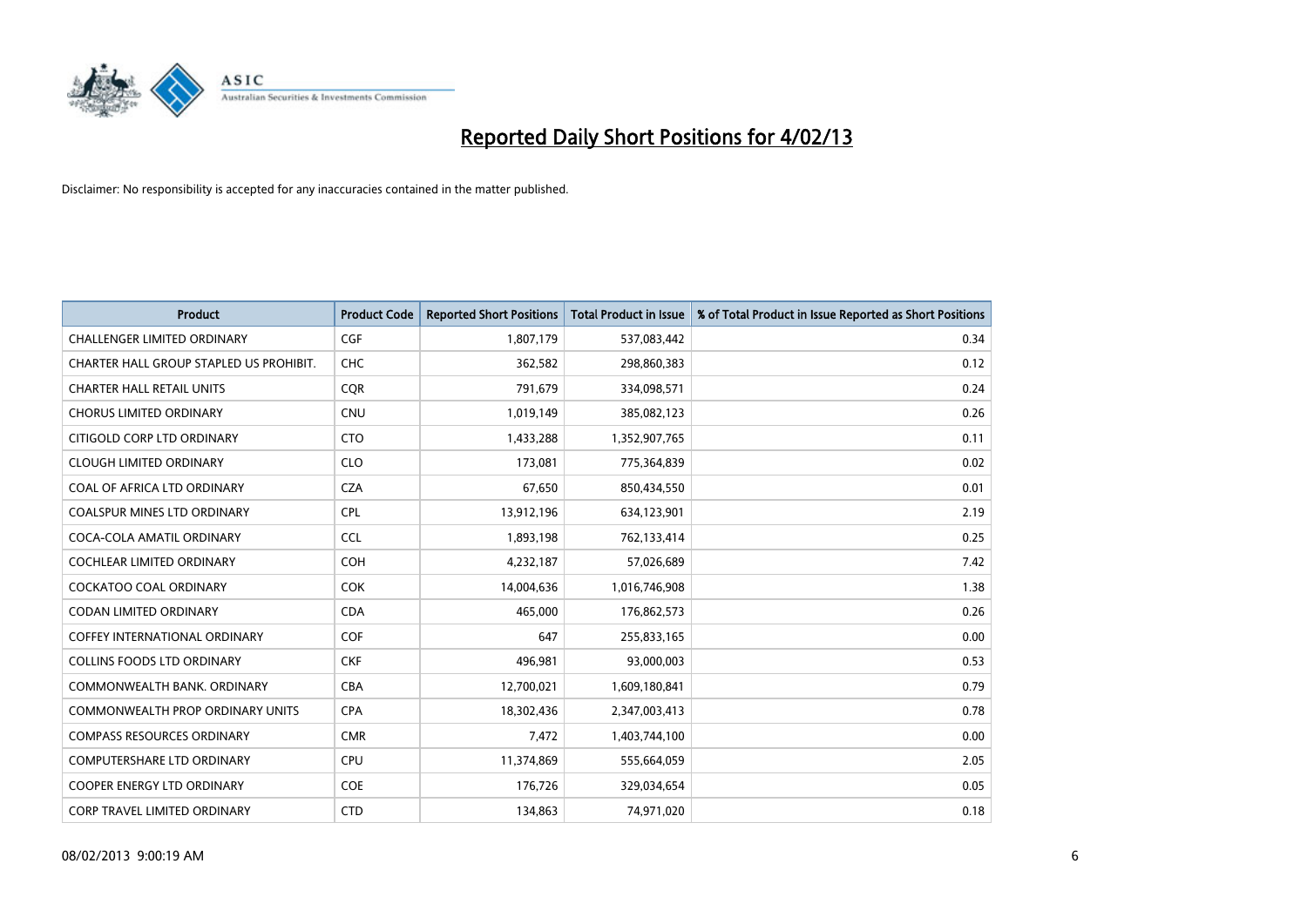# Reported Daily Short Positions for 4/02/13

Disclaimer: No responsibility is accepted for any inaccuracies contained in the matter published.

| Product | Product Code | Reported Short Positions | Total Product in Issue | % of Total Product in Issue Reported as Short Positions |
|---|---|---|---|---|
| CHALLENGER LIMITED ORDINARY | CGF | 1,807,179 | 537,083,442 | 0.34 |
| CHARTER HALL GROUP STAPLED US PROHIBIT. | CHC | 362,582 | 298,860,383 | 0.12 |
| CHARTER HALL RETAIL UNITS | CQR | 791,679 | 334,098,571 | 0.24 |
| CHORUS LIMITED ORDINARY | CNU | 1,019,149 | 385,082,123 | 0.26 |
| CITIGOLD CORP LTD ORDINARY | CTO | 1,433,288 | 1,352,907,765 | 0.11 |
| CLOUGH LIMITED ORDINARY | CLO | 173,081 | 775,364,839 | 0.02 |
| COAL OF AFRICA LTD ORDINARY | CZA | 67,650 | 850,434,550 | 0.01 |
| COALSPUR MINES LTD ORDINARY | CPL | 13,912,196 | 634,123,901 | 2.19 |
| COCA-COLA AMATIL ORDINARY | CCL | 1,893,198 | 762,133,414 | 0.25 |
| COCHLEAR LIMITED ORDINARY | COH | 4,232,187 | 57,026,689 | 7.42 |
| COCKATOO COAL ORDINARY | COK | 14,004,636 | 1,016,746,908 | 1.38 |
| CODAN LIMITED ORDINARY | CDA | 465,000 | 176,862,573 | 0.26 |
| COFFEY INTERNATIONAL ORDINARY | COF | 647 | 255,833,165 | 0.00 |
| COLLINS FOODS LTD ORDINARY | CKF | 496,981 | 93,000,003 | 0.53 |
| COMMONWEALTH BANK. ORDINARY | CBA | 12,700,021 | 1,609,180,841 | 0.79 |
| COMMONWEALTH PROP ORDINARY UNITS | CPA | 18,302,436 | 2,347,003,413 | 0.78 |
| COMPASS RESOURCES ORDINARY | CMR | 7,472 | 1,403,744,100 | 0.00 |
| COMPUTERSHARE LTD ORDINARY | CPU | 11,374,869 | 555,664,059 | 2.05 |
| COOPER ENERGY LTD ORDINARY | COE | 176,726 | 329,034,654 | 0.05 |
| CORP TRAVEL LIMITED ORDINARY | CTD | 134,863 | 74,971,020 | 0.18 |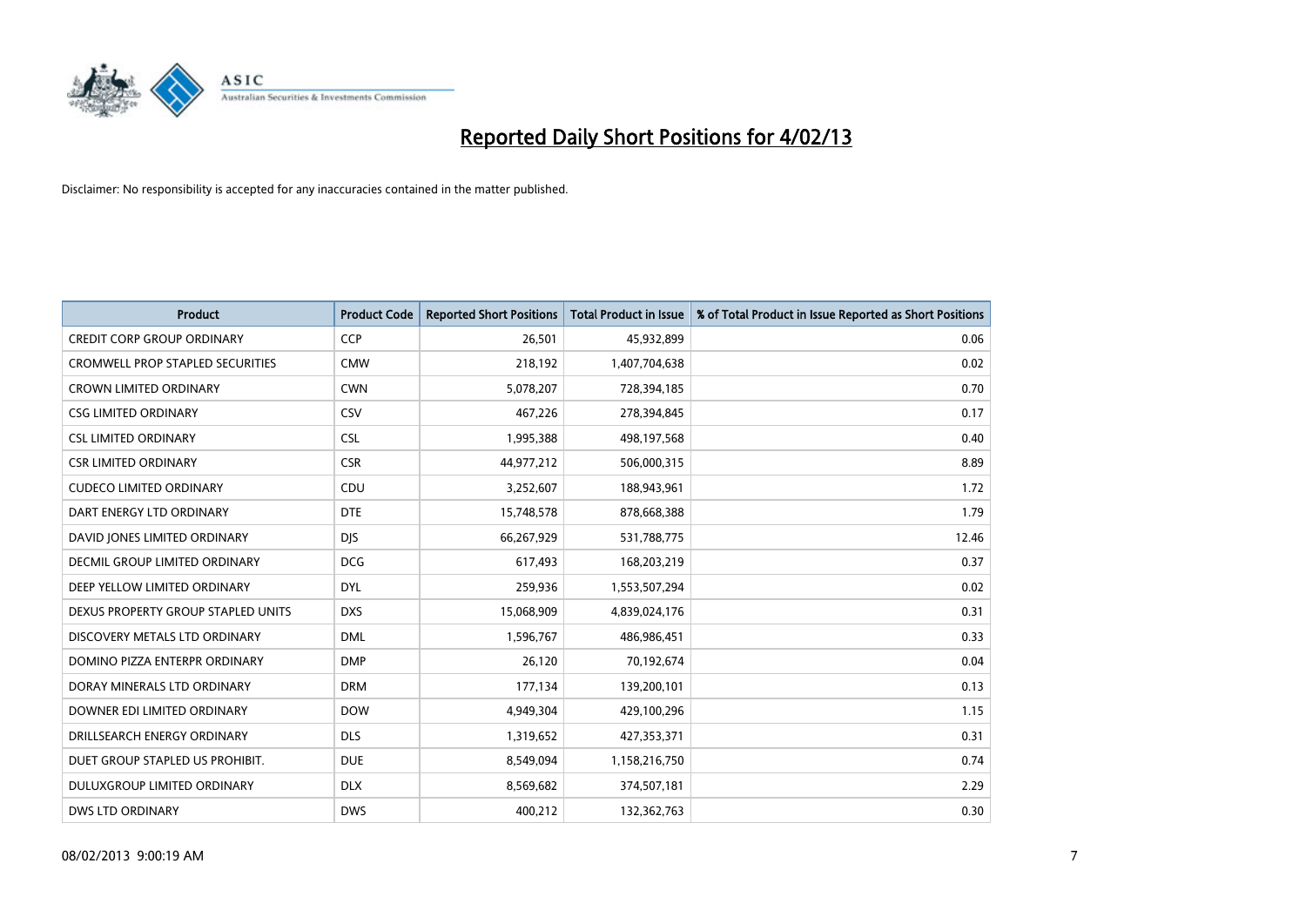# Reported Daily Short Positions for 4/02/13

Disclaimer: No responsibility is accepted for any inaccuracies contained in the matter published.

| Product | Product Code | Reported Short Positions | Total Product in Issue | % of Total Product in Issue Reported as Short Positions |
|---|---|---|---|---|
| CREDIT CORP GROUP ORDINARY | CCP | 26,501 | 45,932,899 | 0.06 |
| CROMWELL PROP STAPLED SECURITIES | CMW | 218,192 | 1,407,704,638 | 0.02 |
| CROWN LIMITED ORDINARY | CWN | 5,078,207 | 728,394,185 | 0.70 |
| CSG LIMITED ORDINARY | CSV | 467,226 | 278,394,845 | 0.17 |
| CSL LIMITED ORDINARY | CSL | 1,995,388 | 498,197,568 | 0.40 |
| CSR LIMITED ORDINARY | CSR | 44,977,212 | 506,000,315 | 8.89 |
| CUDECO LIMITED ORDINARY | CDU | 3,252,607 | 188,943,961 | 1.72 |
| DART ENERGY LTD ORDINARY | DTE | 15,748,578 | 878,668,388 | 1.79 |
| DAVID JONES LIMITED ORDINARY | DJS | 66,267,929 | 531,788,775 | 12.46 |
| DECMIL GROUP LIMITED ORDINARY | DCG | 617,493 | 168,203,219 | 0.37 |
| DEEP YELLOW LIMITED ORDINARY | DYL | 259,936 | 1,553,507,294 | 0.02 |
| DEXUS PROPERTY GROUP STAPLED UNITS | DXS | 15,068,909 | 4,839,024,176 | 0.31 |
| DISCOVERY METALS LTD ORDINARY | DML | 1,596,767 | 486,986,451 | 0.33 |
| DOMINO PIZZA ENTERPR ORDINARY | DMP | 26,120 | 70,192,674 | 0.04 |
| DORAY MINERALS LTD ORDINARY | DRM | 177,134 | 139,200,101 | 0.13 |
| DOWNER EDI LIMITED ORDINARY | DOW | 4,949,304 | 429,100,296 | 1.15 |
| DRILLSEARCH ENERGY ORDINARY | DLS | 1,319,652 | 427,353,371 | 0.31 |
| DUET GROUP STAPLED US PROHIBIT. | DUE | 8,549,094 | 1,158,216,750 | 0.74 |
| DULUXGROUP LIMITED ORDINARY | DLX | 8,569,682 | 374,507,181 | 2.29 |
| DWS LTD ORDINARY | DWS | 400,212 | 132,362,763 | 0.30 |

08/02/2013 9:00:19 AM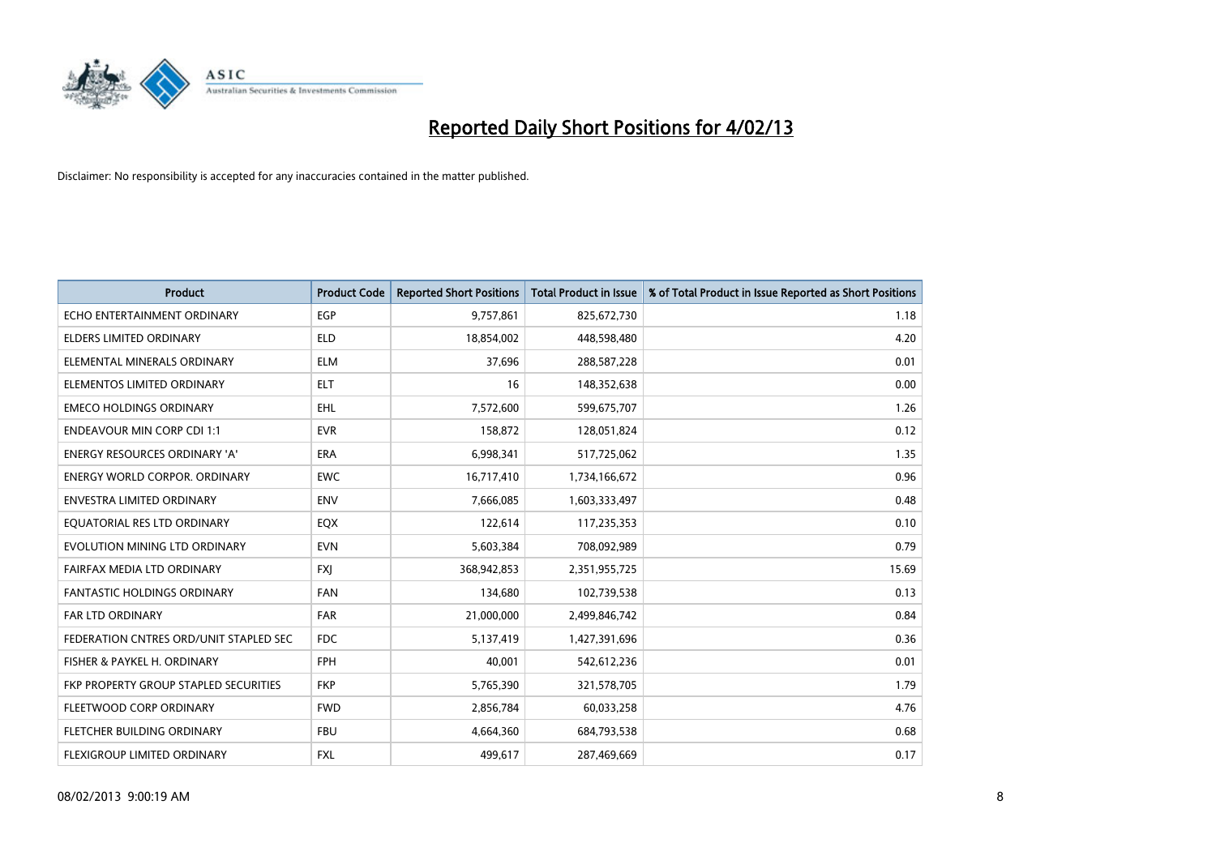# Reported Daily Short Positions for 4/02/13

Disclaimer: No responsibility is accepted for any inaccuracies contained in the matter published.

| Product | Product Code | Reported Short Positions | Total Product in Issue | % of Total Product in Issue Reported as Short Positions |
|---|---|---|---|---|
| ECHO ENTERTAINMENT ORDINARY | EGP | 9,757,861 | 825,672,730 | 1.18 |
| ELDERS LIMITED ORDINARY | ELD | 18,854,002 | 448,598,480 | 4.20 |
| ELEMENTAL MINERALS ORDINARY | ELM | 37,696 | 288,587,228 | 0.01 |
| ELEMENTOS LIMITED ORDINARY | ELT | 16 | 148,352,638 | 0.00 |
| EMECO HOLDINGS ORDINARY | EHL | 7,572,600 | 599,675,707 | 1.26 |
| ENDEAVOUR MIN CORP CDI 1:1 | EVR | 158,872 | 128,051,824 | 0.12 |
| ENERGY RESOURCES ORDINARY 'A' | ERA | 6,998,341 | 517,725,062 | 1.35 |
| ENERGY WORLD CORPOR. ORDINARY | EWC | 16,717,410 | 1,734,166,672 | 0.96 |
| ENVESTRA LIMITED ORDINARY | ENV | 7,666,085 | 1,603,333,497 | 0.48 |
| EQUATORIAL RES LTD ORDINARY | EQX | 122,614 | 117,235,353 | 0.10 |
| EVOLUTION MINING LTD ORDINARY | EVN | 5,603,384 | 708,092,989 | 0.79 |
| FAIRFAX MEDIA LTD ORDINARY | FXJ | 368,942,853 | 2,351,955,725 | 15.69 |
| FANTASTIC HOLDINGS ORDINARY | FAN | 134,680 | 102,739,538 | 0.13 |
| FAR LTD ORDINARY | FAR | 21,000,000 | 2,499,846,742 | 0.84 |
| FEDERATION CNTRES ORD/UNIT STAPLED SEC | FDC | 5,137,419 | 1,427,391,696 | 0.36 |
| FISHER & PAYKEL H. ORDINARY | FPH | 40,001 | 542,612,236 | 0.01 |
| FKP PROPERTY GROUP STAPLED SECURITIES | FKP | 5,765,390 | 321,578,705 | 1.79 |
| FLEETWOOD CORP ORDINARY | FWD | 2,856,784 | 60,033,258 | 4.76 |
| FLETCHER BUILDING ORDINARY | FBU | 4,664,360 | 684,793,538 | 0.68 |
| FLEXIGROUP LIMITED ORDINARY | FXL | 499,617 | 287,469,669 | 0.17 |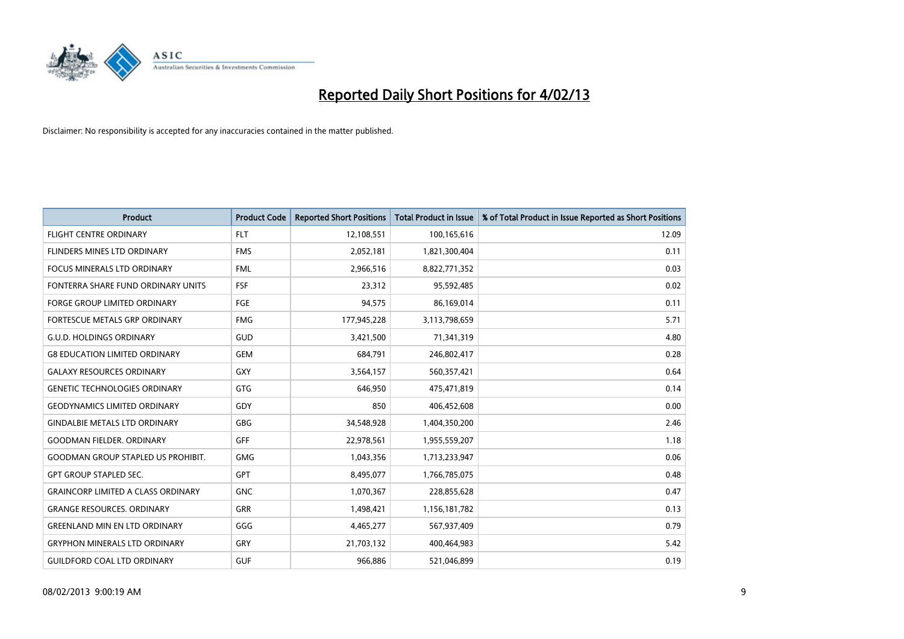# Reported Daily Short Positions for 4/02/13

Disclaimer: No responsibility is accepted for any inaccuracies contained in the matter published.

| Product | Product Code | Reported Short Positions | Total Product in Issue | % of Total Product in Issue Reported as Short Positions |
|---|---|---|---|---|
| FLIGHT CENTRE ORDINARY | FLT | 12,108,551 | 100,165,616 | 12.09 |
| FLINDERS MINES LTD ORDINARY | FMS | 2,052,181 | 1,821,300,404 | 0.11 |
| FOCUS MINERALS LTD ORDINARY | FML | 2,966,516 | 8,822,771,352 | 0.03 |
| FONTERRA SHARE FUND ORDINARY UNITS | FSF | 23,312 | 95,592,485 | 0.02 |
| FORGE GROUP LIMITED ORDINARY | FGE | 94,575 | 86,169,014 | 0.11 |
| FORTESCUE METALS GRP ORDINARY | FMG | 177,945,228 | 3,113,798,659 | 5.71 |
| G.U.D. HOLDINGS ORDINARY | GUD | 3,421,500 | 71,341,319 | 4.80 |
| G8 EDUCATION LIMITED ORDINARY | GEM | 684,791 | 246,802,417 | 0.28 |
| GALAXY RESOURCES ORDINARY | GXY | 3,564,157 | 560,357,421 | 0.64 |
| GENETIC TECHNOLOGIES ORDINARY | GTG | 646,950 | 475,471,819 | 0.14 |
| GEODYNAMICS LIMITED ORDINARY | GDY | 850 | 406,452,608 | 0.00 |
| GINDALBIE METALS LTD ORDINARY | GBG | 34,548,928 | 1,404,350,200 | 2.46 |
| GOODMAN FIELDER. ORDINARY | GFF | 22,978,561 | 1,955,559,207 | 1.18 |
| GOODMAN GROUP STAPLED US PROHIBIT. | GMG | 1,043,356 | 1,713,233,947 | 0.06 |
| GPT GROUP STAPLED SEC. | GPT | 8,495,077 | 1,766,785,075 | 0.48 |
| GRAINCORP LIMITED A CLASS ORDINARY | GNC | 1,070,367 | 228,855,628 | 0.47 |
| GRANGE RESOURCES. ORDINARY | GRR | 1,498,421 | 1,156,181,782 | 0.13 |
| GREENLAND MIN EN LTD ORDINARY | GGG | 4,465,277 | 567,937,409 | 0.79 |
| GRYPHON MINERALS LTD ORDINARY | GRY | 21,703,132 | 400,464,983 | 5.42 |
| GUILDFORD COAL LTD ORDINARY | GUF | 966,886 | 521,046,899 | 0.19 |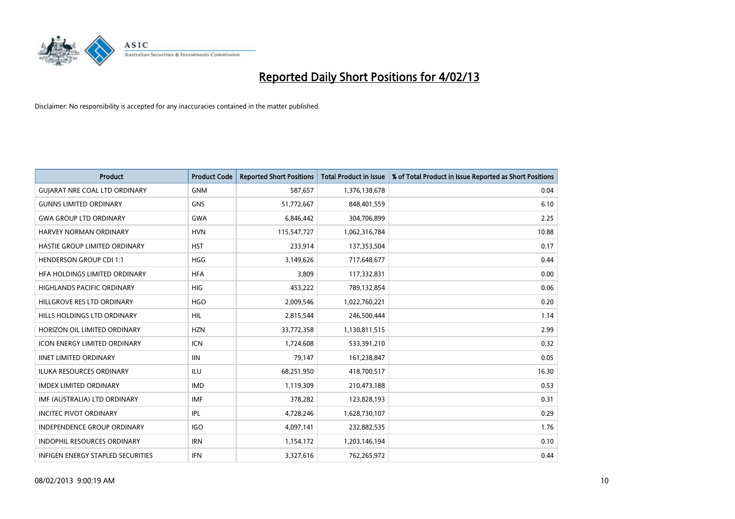# Reported Daily Short Positions for 4/02/13

Disclaimer: No responsibility is accepted for any inaccuracies contained in the matter published.

| Product | Product Code | Reported Short Positions | Total Product in Issue | % of Total Product in Issue Reported as Short Positions |
|---|---|---|---|---|
| GUJARAT NRE COAL LTD ORDINARY | GNM | 587,657 | 1,376,138,678 | 0.04 |
| GUNNS LIMITED ORDINARY | GNS | 51,772,667 | 848,401,559 | 6.10 |
| GWA GROUP LTD ORDINARY | GWA | 6,846,442 | 304,706,899 | 2.25 |
| HARVEY NORMAN ORDINARY | HVN | 115,547,727 | 1,062,316,784 | 10.88 |
| HASTIE GROUP LIMITED ORDINARY | HST | 233,914 | 137,353,504 | 0.17 |
| HENDERSON GROUP CDI 1:1 | HGG | 3,149,626 | 717,648,677 | 0.44 |
| HFA HOLDINGS LIMITED ORDINARY | HFA | 3,809 | 117,332,831 | 0.00 |
| HIGHLANDS PACIFIC ORDINARY | HIG | 453,222 | 789,132,854 | 0.06 |
| HILLGROVE RES LTD ORDINARY | HGO | 2,009,546 | 1,022,760,221 | 0.20 |
| HILLS HOLDINGS LTD ORDINARY | HIL | 2,815,544 | 246,500,444 | 1.14 |
| HORIZON OIL LIMITED ORDINARY | HZN | 33,772,358 | 1,130,811,515 | 2.99 |
| ICON ENERGY LIMITED ORDINARY | ICN | 1,724,608 | 533,391,210 | 0.32 |
| IINET LIMITED ORDINARY | IIN | 79,147 | 161,238,847 | 0.05 |
| ILUKA RESOURCES ORDINARY | ILU | 68,251,950 | 418,700,517 | 16.30 |
| IMDEX LIMITED ORDINARY | IMD | 1,119,309 | 210,473,188 | 0.53 |
| IMF (AUSTRALIA) LTD ORDINARY | IMF | 378,282 | 123,828,193 | 0.31 |
| INCITEC PIVOT ORDINARY | IPL | 4,728,246 | 1,628,730,107 | 0.29 |
| INDEPENDENCE GROUP ORDINARY | IGO | 4,097,141 | 232,882,535 | 1.76 |
| INDOPHIL RESOURCES ORDINARY | IRN | 1,154,172 | 1,203,146,194 | 0.10 |
| INFIGEN ENERGY STAPLED SECURITIES | IFN | 3,327,616 | 762,265,972 | 0.44 |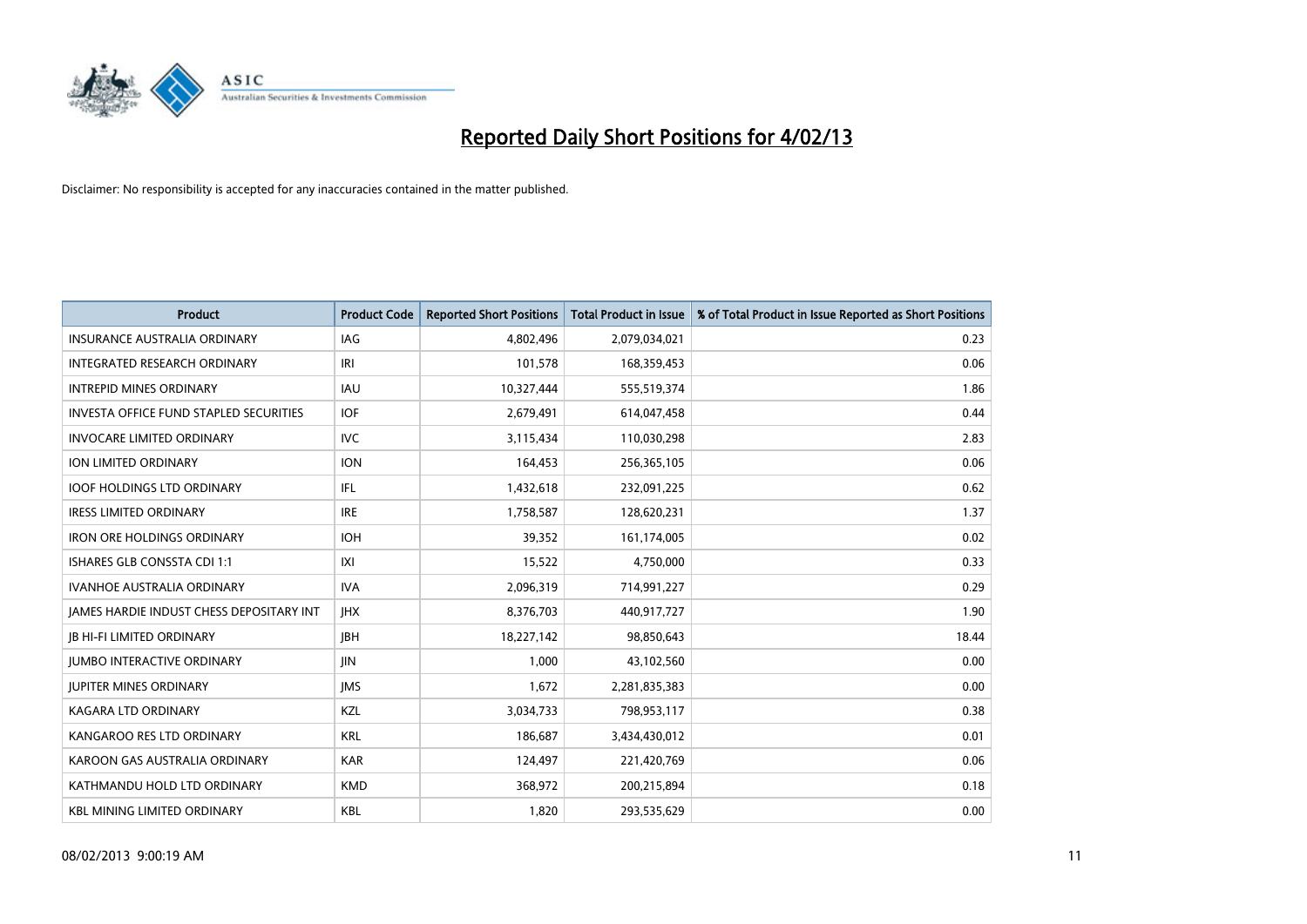# Reported Daily Short Positions for 4/02/13

Disclaimer: No responsibility is accepted for any inaccuracies contained in the matter published.

| Product | Product Code | Reported Short Positions | Total Product in Issue | % of Total Product in Issue Reported as Short Positions |
|---|---|---|---|---|
| INSURANCE AUSTRALIA ORDINARY | IAG | 4,802,496 | 2,079,034,021 | 0.23 |
| INTEGRATED RESEARCH ORDINARY | IRI | 101,578 | 168,359,453 | 0.06 |
| INTREPID MINES ORDINARY | IAU | 10,327,444 | 555,519,374 | 1.86 |
| INVESTA OFFICE FUND STAPLED SECURITIES | IOF | 2,679,491 | 614,047,458 | 0.44 |
| INVOCARE LIMITED ORDINARY | IVC | 3,115,434 | 110,030,298 | 2.83 |
| ION LIMITED ORDINARY | ION | 164,453 | 256,365,105 | 0.06 |
| IOOF HOLDINGS LTD ORDINARY | IFL | 1,432,618 | 232,091,225 | 0.62 |
| IRESS LIMITED ORDINARY | IRE | 1,758,587 | 128,620,231 | 1.37 |
| IRON ORE HOLDINGS ORDINARY | IOH | 39,352 | 161,174,005 | 0.02 |
| ISHARES GLB CONSSTA CDI 1:1 | IXI | 15,522 | 4,750,000 | 0.33 |
| IVANHOE AUSTRALIA ORDINARY | IVA | 2,096,319 | 714,991,227 | 0.29 |
| JAMES HARDIE INDUST CHESS DEPOSITARY INT | JHX | 8,376,703 | 440,917,727 | 1.90 |
| JB HI-FI LIMITED ORDINARY | JBH | 18,227,142 | 98,850,643 | 18.44 |
| JUMBO INTERACTIVE ORDINARY | JIN | 1,000 | 43,102,560 | 0.00 |
| JUPITER MINES ORDINARY | JMS | 1,672 | 2,281,835,383 | 0.00 |
| KAGARA LTD ORDINARY | KZL | 3,034,733 | 798,953,117 | 0.38 |
| KANGAROO RES LTD ORDINARY | KRL | 186,687 | 3,434,430,012 | 0.01 |
| KAROON GAS AUSTRALIA ORDINARY | KAR | 124,497 | 221,420,769 | 0.06 |
| KATHMANDU HOLD LTD ORDINARY | KMD | 368,972 | 200,215,894 | 0.18 |
| KBL MINING LIMITED ORDINARY | KBL | 1,820 | 293,535,629 | 0.00 |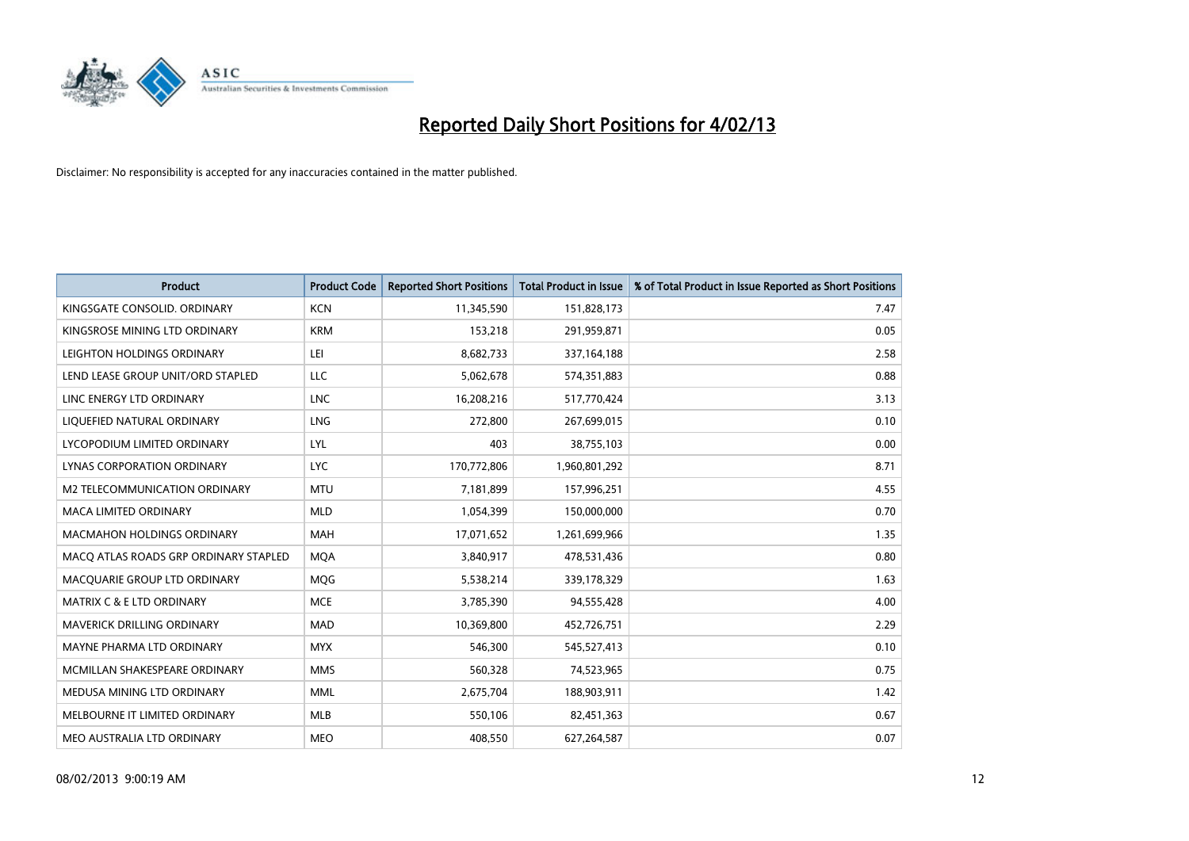# Reported Daily Short Positions for 4/02/13

Disclaimer: No responsibility is accepted for any inaccuracies contained in the matter published.

| Product | Product Code | Reported Short Positions | Total Product in Issue | % of Total Product in Issue Reported as Short Positions |
|---|---|---|---|---|
| KINGSGATE CONSOLID. ORDINARY | KCN | 11,345,590 | 151,828,173 | 7.47 |
| KINGSROSE MINING LTD ORDINARY | KRM | 153,218 | 291,959,871 | 0.05 |
| LEIGHTON HOLDINGS ORDINARY | LEI | 8,682,733 | 337,164,188 | 2.58 |
| LEND LEASE GROUP UNIT/ORD STAPLED | LLC | 5,062,678 | 574,351,883 | 0.88 |
| LINC ENERGY LTD ORDINARY | LNC | 16,208,216 | 517,770,424 | 3.13 |
| LIQUEFIED NATURAL ORDINARY | LNG | 272,800 | 267,699,015 | 0.10 |
| LYCOPODIUM LIMITED ORDINARY | LYL | 403 | 38,755,103 | 0.00 |
| LYNAS CORPORATION ORDINARY | LYC | 170,772,806 | 1,960,801,292 | 8.71 |
| M2 TELECOMMUNICATION ORDINARY | MTU | 7,181,899 | 157,996,251 | 4.55 |
| MACA LIMITED ORDINARY | MLD | 1,054,399 | 150,000,000 | 0.70 |
| MACMAHON HOLDINGS ORDINARY | MAH | 17,071,652 | 1,261,699,966 | 1.35 |
| MACQ ATLAS ROADS GRP ORDINARY STAPLED | MQA | 3,840,917 | 478,531,436 | 0.80 |
| MACQUARIE GROUP LTD ORDINARY | MQG | 5,538,214 | 339,178,329 | 1.63 |
| MATRIX C & E LTD ORDINARY | MCE | 3,785,390 | 94,555,428 | 4.00 |
| MAVERICK DRILLING ORDINARY | MAD | 10,369,800 | 452,726,751 | 2.29 |
| MAYNE PHARMA LTD ORDINARY | MYX | 546,300 | 545,527,413 | 0.10 |
| MCMILLAN SHAKESPEARE ORDINARY | MMS | 560,328 | 74,523,965 | 0.75 |
| MEDUSA MINING LTD ORDINARY | MML | 2,675,704 | 188,903,911 | 1.42 |
| MELBOURNE IT LIMITED ORDINARY | MLB | 550,106 | 82,451,363 | 0.67 |
| MEO AUSTRALIA LTD ORDINARY | MEO | 408,550 | 627,264,587 | 0.07 |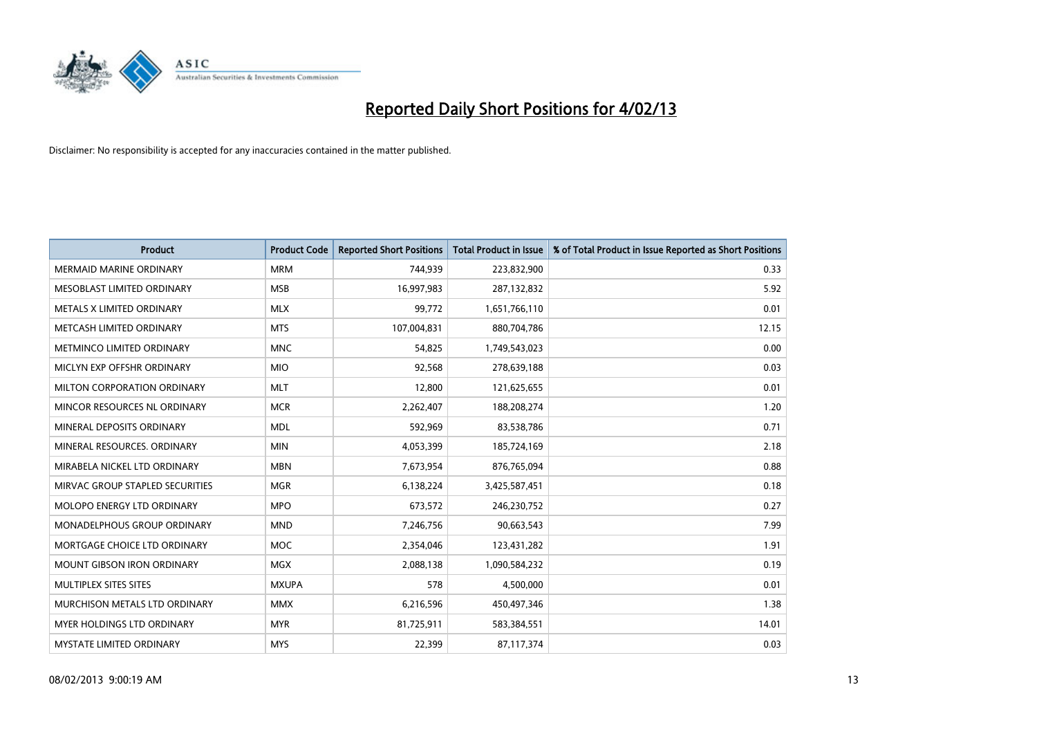# Reported Daily Short Positions for 4/02/13

Disclaimer: No responsibility is accepted for any inaccuracies contained in the matter published.

| Product | Product Code | Reported Short Positions | Total Product in Issue | % of Total Product in Issue Reported as Short Positions |
| --- | --- | --- | --- | --- |
| MERMAID MARINE ORDINARY | MRM | 744,939 | 223,832,900 | 0.33 |
| MESOBLAST LIMITED ORDINARY | MSB | 16,997,983 | 287,132,832 | 5.92 |
| METALS X LIMITED ORDINARY | MLX | 99,772 | 1,651,766,110 | 0.01 |
| METCASH LIMITED ORDINARY | MTS | 107,004,831 | 880,704,786 | 12.15 |
| METMINCO LIMITED ORDINARY | MNC | 54,825 | 1,749,543,023 | 0.00 |
| MICLYN EXP OFFSHR ORDINARY | MIO | 92,568 | 278,639,188 | 0.03 |
| MILTON CORPORATION ORDINARY | MLT | 12,800 | 121,625,655 | 0.01 |
| MINCOR RESOURCES NL ORDINARY | MCR | 2,262,407 | 188,208,274 | 1.20 |
| MINERAL DEPOSITS ORDINARY | MDL | 592,969 | 83,538,786 | 0.71 |
| MINERAL RESOURCES. ORDINARY | MIN | 4,053,399 | 185,724,169 | 2.18 |
| MIRABELA NICKEL LTD ORDINARY | MBN | 7,673,954 | 876,765,094 | 0.88 |
| MIRVAC GROUP STAPLED SECURITIES | MGR | 6,138,224 | 3,425,587,451 | 0.18 |
| MOLOPO ENERGY LTD ORDINARY | MPO | 673,572 | 246,230,752 | 0.27 |
| MONADELPHOUS GROUP ORDINARY | MND | 7,246,756 | 90,663,543 | 7.99 |
| MORTGAGE CHOICE LTD ORDINARY | MOC | 2,354,046 | 123,431,282 | 1.91 |
| MOUNT GIBSON IRON ORDINARY | MGX | 2,088,138 | 1,090,584,232 | 0.19 |
| MULTIPLEX SITES SITES | MXUPA | 578 | 4,500,000 | 0.01 |
| MURCHISON METALS LTD ORDINARY | MMX | 6,216,596 | 450,497,346 | 1.38 |
| MYER HOLDINGS LTD ORDINARY | MYR | 81,725,911 | 583,384,551 | 14.01 |
| MYSTATE LIMITED ORDINARY | MYS | 22,399 | 87,117,374 | 0.03 |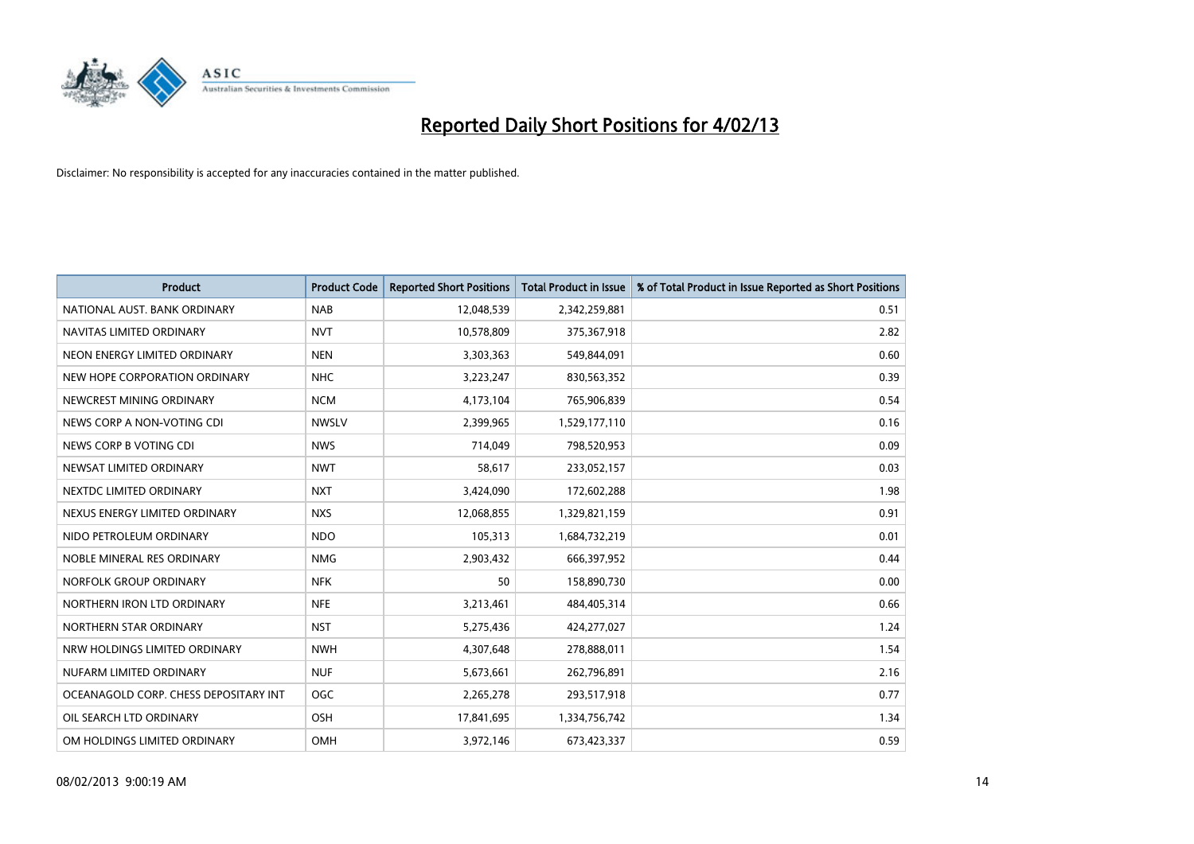# Reported Daily Short Positions for 4/02/13

Disclaimer: No responsibility is accepted for any inaccuracies contained in the matter published.

| Product | Product Code | Reported Short Positions | Total Product in Issue | % of Total Product in Issue Reported as Short Positions |
|---|---|---|---|---|
| NATIONAL AUST. BANK ORDINARY | NAB | 12,048,539 | 2,342,259,881 | 0.51 |
| NAVITAS LIMITED ORDINARY | NVT | 10,578,809 | 375,367,918 | 2.82 |
| NEON ENERGY LIMITED ORDINARY | NEN | 3,303,363 | 549,844,091 | 0.60 |
| NEW HOPE CORPORATION ORDINARY | NHC | 3,223,247 | 830,563,352 | 0.39 |
| NEWCREST MINING ORDINARY | NCM | 4,173,104 | 765,906,839 | 0.54 |
| NEWS CORP A NON-VOTING CDI | NWSLV | 2,399,965 | 1,529,177,110 | 0.16 |
| NEWS CORP B VOTING CDI | NWS | 714,049 | 798,520,953 | 0.09 |
| NEWSAT LIMITED ORDINARY | NWT | 58,617 | 233,052,157 | 0.03 |
| NEXTDC LIMITED ORDINARY | NXT | 3,424,090 | 172,602,288 | 1.98 |
| NEXUS ENERGY LIMITED ORDINARY | NXS | 12,068,855 | 1,329,821,159 | 0.91 |
| NIDO PETROLEUM ORDINARY | NDO | 105,313 | 1,684,732,219 | 0.01 |
| NOBLE MINERAL RES ORDINARY | NMG | 2,903,432 | 666,397,952 | 0.44 |
| NORFOLK GROUP ORDINARY | NFK | 50 | 158,890,730 | 0.00 |
| NORTHERN IRON LTD ORDINARY | NFE | 3,213,461 | 484,405,314 | 0.66 |
| NORTHERN STAR ORDINARY | NST | 5,275,436 | 424,277,027 | 1.24 |
| NRW HOLDINGS LIMITED ORDINARY | NWH | 4,307,648 | 278,888,011 | 1.54 |
| NUFARM LIMITED ORDINARY | NUF | 5,673,661 | 262,796,891 | 2.16 |
| OCEANAGOLD CORP. CHESS DEPOSITARY INT | OGC | 2,265,278 | 293,517,918 | 0.77 |
| OIL SEARCH LTD ORDINARY | OSH | 17,841,695 | 1,334,756,742 | 1.34 |
| OM HOLDINGS LIMITED ORDINARY | OMH | 3,972,146 | 673,423,337 | 0.59 |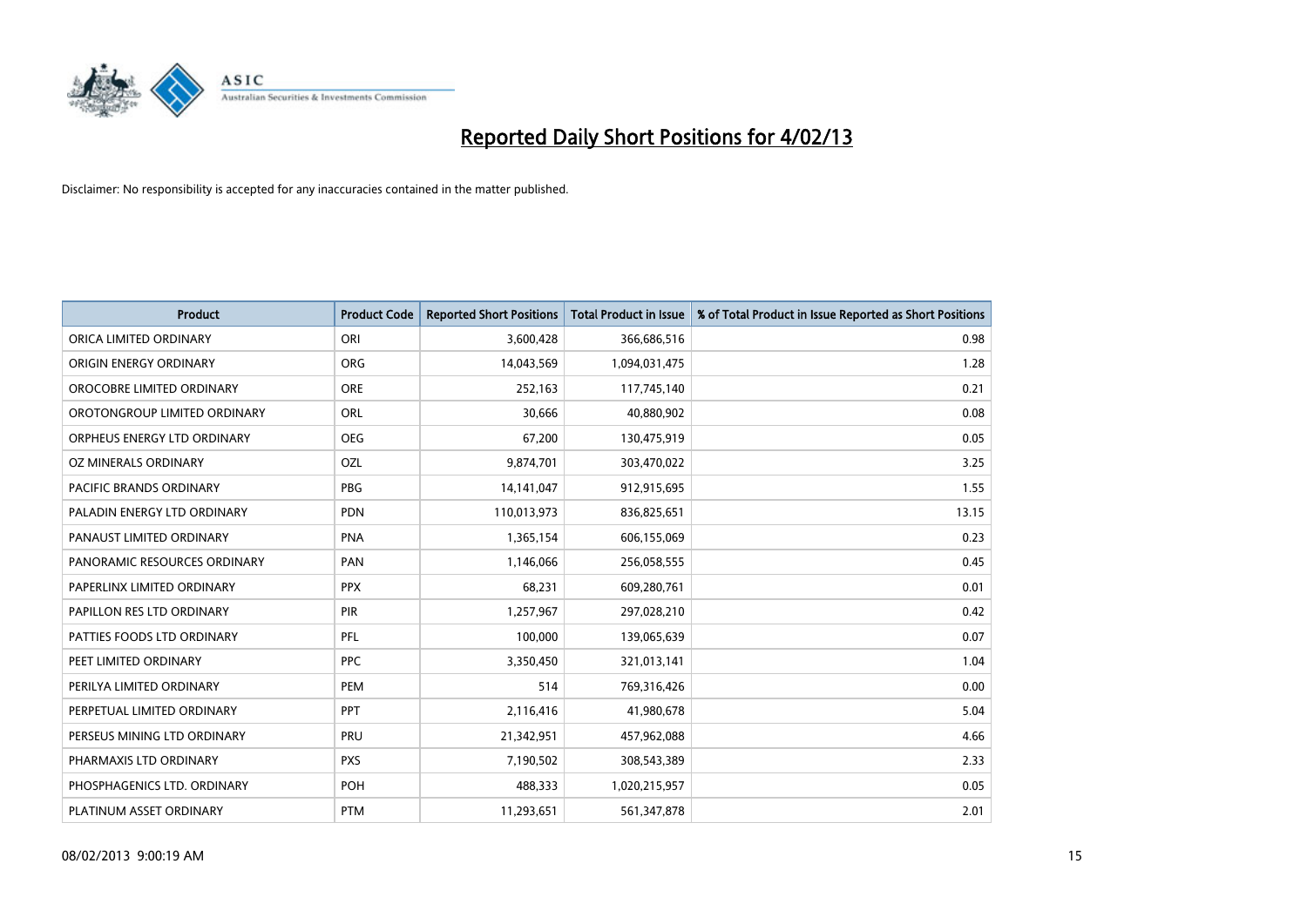# Reported Daily Short Positions for 4/02/13

Disclaimer: No responsibility is accepted for any inaccuracies contained in the matter published.

| Product | Product Code | Reported Short Positions | Total Product in Issue | % of Total Product in Issue Reported as Short Positions |
|---|---|---|---|---|
| ORICA LIMITED ORDINARY | ORI | 3,600,428 | 366,686,516 | 0.98 |
| ORIGIN ENERGY ORDINARY | ORG | 14,043,569 | 1,094,031,475 | 1.28 |
| OROCOBRE LIMITED ORDINARY | ORE | 252,163 | 117,745,140 | 0.21 |
| OROTONGROUP LIMITED ORDINARY | ORL | 30,666 | 40,880,902 | 0.08 |
| ORPHEUS ENERGY LTD ORDINARY | OEG | 67,200 | 130,475,919 | 0.05 |
| OZ MINERALS ORDINARY | OZL | 9,874,701 | 303,470,022 | 3.25 |
| PACIFIC BRANDS ORDINARY | PBG | 14,141,047 | 912,915,695 | 1.55 |
| PALADIN ENERGY LTD ORDINARY | PDN | 110,013,973 | 836,825,651 | 13.15 |
| PANAUST LIMITED ORDINARY | PNA | 1,365,154 | 606,155,069 | 0.23 |
| PANORAMIC RESOURCES ORDINARY | PAN | 1,146,066 | 256,058,555 | 0.45 |
| PAPERLINX LIMITED ORDINARY | PPX | 68,231 | 609,280,761 | 0.01 |
| PAPILLON RES LTD ORDINARY | PIR | 1,257,967 | 297,028,210 | 0.42 |
| PATTIES FOODS LTD ORDINARY | PFL | 100,000 | 139,065,639 | 0.07 |
| PEET LIMITED ORDINARY | PPC | 3,350,450 | 321,013,141 | 1.04 |
| PERILYA LIMITED ORDINARY | PEM | 514 | 769,316,426 | 0.00 |
| PERPETUAL LIMITED ORDINARY | PPT | 2,116,416 | 41,980,678 | 5.04 |
| PERSEUS MINING LTD ORDINARY | PRU | 21,342,951 | 457,962,088 | 4.66 |
| PHARMAXIS LTD ORDINARY | PXS | 7,190,502 | 308,543,389 | 2.33 |
| PHOSPHAGENICS LTD. ORDINARY | POH | 488,333 | 1,020,215,957 | 0.05 |
| PLATINUM ASSET ORDINARY | PTM | 11,293,651 | 561,347,878 | 2.01 |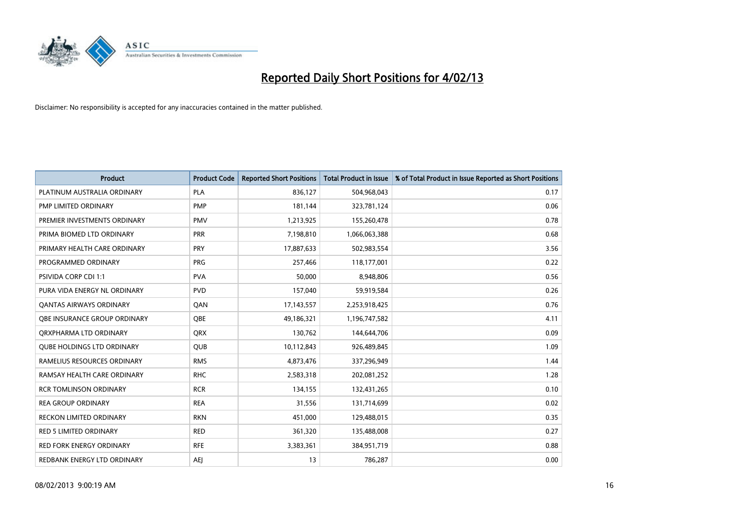# Reported Daily Short Positions for 4/02/13

Disclaimer: No responsibility is accepted for any inaccuracies contained in the matter published.

| Product | Product Code | Reported Short Positions | Total Product in Issue | % of Total Product in Issue Reported as Short Positions |
|---|---|---|---|---|
| PLATINUM AUSTRALIA ORDINARY | PLA | 836,127 | 504,968,043 | 0.17 |
| PMP LIMITED ORDINARY | PMP | 181,144 | 323,781,124 | 0.06 |
| PREMIER INVESTMENTS ORDINARY | PMV | 1,213,925 | 155,260,478 | 0.78 |
| PRIMA BIOMED LTD ORDINARY | PRR | 7,198,810 | 1,066,063,388 | 0.68 |
| PRIMARY HEALTH CARE ORDINARY | PRY | 17,887,633 | 502,983,554 | 3.56 |
| PROGRAMMED ORDINARY | PRG | 257,466 | 118,177,001 | 0.22 |
| PSIVIDA CORP CDI 1:1 | PVA | 50,000 | 8,948,806 | 0.56 |
| PURA VIDA ENERGY NL ORDINARY | PVD | 157,040 | 59,919,584 | 0.26 |
| QANTAS AIRWAYS ORDINARY | QAN | 17,143,557 | 2,253,918,425 | 0.76 |
| QBE INSURANCE GROUP ORDINARY | QBE | 49,186,321 | 1,196,747,582 | 4.11 |
| QRXPHARMA LTD ORDINARY | QRX | 130,762 | 144,644,706 | 0.09 |
| QUBE HOLDINGS LTD ORDINARY | QUB | 10,112,843 | 926,489,845 | 1.09 |
| RAMELIUS RESOURCES ORDINARY | RMS | 4,873,476 | 337,296,949 | 1.44 |
| RAMSAY HEALTH CARE ORDINARY | RHC | 2,583,318 | 202,081,252 | 1.28 |
| RCR TOMLINSON ORDINARY | RCR | 134,155 | 132,431,265 | 0.10 |
| REA GROUP ORDINARY | REA | 31,556 | 131,714,699 | 0.02 |
| RECKON LIMITED ORDINARY | RKN | 451,000 | 129,488,015 | 0.35 |
| RED 5 LIMITED ORDINARY | RED | 361,320 | 135,488,008 | 0.27 |
| RED FORK ENERGY ORDINARY | RFE | 3,383,361 | 384,951,719 | 0.88 |
| REDBANK ENERGY LTD ORDINARY | AEJ | 13 | 786,287 | 0.00 |

08/02/2013 9:00:19 AM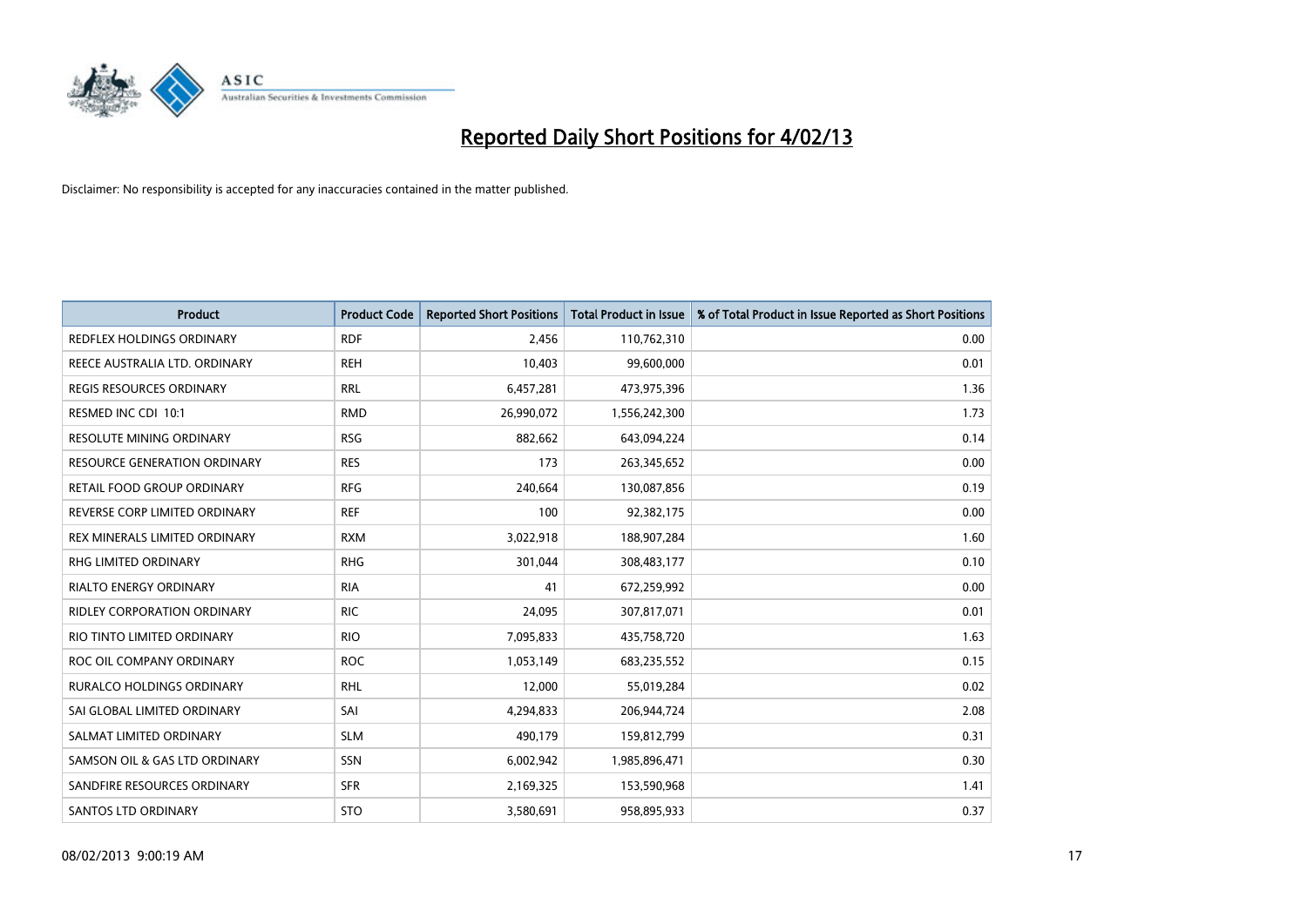# Reported Daily Short Positions for 4/02/13

Disclaimer: No responsibility is accepted for any inaccuracies contained in the matter published.

| Product | Product Code | Reported Short Positions | Total Product in Issue | % of Total Product in Issue Reported as Short Positions |
|---|---|---|---|---|
| REDFLEX HOLDINGS ORDINARY | RDF | 2,456 | 110,762,310 | 0.00 |
| REECE AUSTRALIA LTD. ORDINARY | REH | 10,403 | 99,600,000 | 0.01 |
| REGIS RESOURCES ORDINARY | RRL | 6,457,281 | 473,975,396 | 1.36 |
| RESMED INC CDI 10:1 | RMD | 26,990,072 | 1,556,242,300 | 1.73 |
| RESOLUTE MINING ORDINARY | RSG | 882,662 | 643,094,224 | 0.14 |
| RESOURCE GENERATION ORDINARY | RES | 173 | 263,345,652 | 0.00 |
| RETAIL FOOD GROUP ORDINARY | RFG | 240,664 | 130,087,856 | 0.19 |
| REVERSE CORP LIMITED ORDINARY | REF | 100 | 92,382,175 | 0.00 |
| REX MINERALS LIMITED ORDINARY | RXM | 3,022,918 | 188,907,284 | 1.60 |
| RHG LIMITED ORDINARY | RHG | 301,044 | 308,483,177 | 0.10 |
| RIALTO ENERGY ORDINARY | RIA | 41 | 672,259,992 | 0.00 |
| RIDLEY CORPORATION ORDINARY | RIC | 24,095 | 307,817,071 | 0.01 |
| RIO TINTO LIMITED ORDINARY | RIO | 7,095,833 | 435,758,720 | 1.63 |
| ROC OIL COMPANY ORDINARY | ROC | 1,053,149 | 683,235,552 | 0.15 |
| RURALCO HOLDINGS ORDINARY | RHL | 12,000 | 55,019,284 | 0.02 |
| SAI GLOBAL LIMITED ORDINARY | SAI | 4,294,833 | 206,944,724 | 2.08 |
| SALMAT LIMITED ORDINARY | SLM | 490,179 | 159,812,799 | 0.31 |
| SAMSON OIL & GAS LTD ORDINARY | SSN | 6,002,942 | 1,985,896,471 | 0.30 |
| SANDFIRE RESOURCES ORDINARY | SFR | 2,169,325 | 153,590,968 | 1.41 |
| SANTOS LTD ORDINARY | STO | 3,580,691 | 958,895,933 | 0.37 |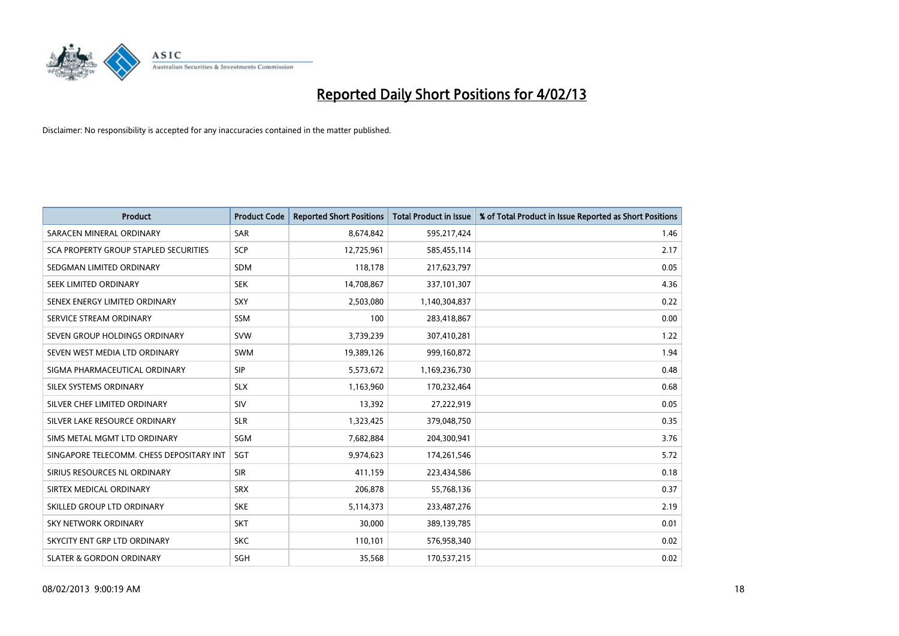# Reported Daily Short Positions for 4/02/13

Disclaimer: No responsibility is accepted for any inaccuracies contained in the matter published.

| Product | Product Code | Reported Short Positions | Total Product in Issue | % of Total Product in Issue Reported as Short Positions |
| --- | --- | --- | --- | --- |
| SARACEN MINERAL ORDINARY | SAR | 8,674,842 | 595,217,424 | 1.46 |
| SCA PROPERTY GROUP STAPLED SECURITIES | SCP | 12,725,961 | 585,455,114 | 2.17 |
| SEDGMAN LIMITED ORDINARY | SDM | 118,178 | 217,623,797 | 0.05 |
| SEEK LIMITED ORDINARY | SEK | 14,708,867 | 337,101,307 | 4.36 |
| SENEX ENERGY LIMITED ORDINARY | SXY | 2,503,080 | 1,140,304,837 | 0.22 |
| SERVICE STREAM ORDINARY | SSM | 100 | 283,418,867 | 0.00 |
| SEVEN GROUP HOLDINGS ORDINARY | SVW | 3,739,239 | 307,410,281 | 1.22 |
| SEVEN WEST MEDIA LTD ORDINARY | SWM | 19,389,126 | 999,160,872 | 1.94 |
| SIGMA PHARMACEUTICAL ORDINARY | SIP | 5,573,672 | 1,169,236,730 | 0.48 |
| SILEX SYSTEMS ORDINARY | SLX | 1,163,960 | 170,232,464 | 0.68 |
| SILVER CHEF LIMITED ORDINARY | SIV | 13,392 | 27,222,919 | 0.05 |
| SILVER LAKE RESOURCE ORDINARY | SLR | 1,323,425 | 379,048,750 | 0.35 |
| SIMS METAL MGMT LTD ORDINARY | SGM | 7,682,884 | 204,300,941 | 3.76 |
| SINGAPORE TELECOMM. CHESS DEPOSITARY INT | SGT | 9,974,623 | 174,261,546 | 5.72 |
| SIRIUS RESOURCES NL ORDINARY | SIR | 411,159 | 223,434,586 | 0.18 |
| SIRTEX MEDICAL ORDINARY | SRX | 206,878 | 55,768,136 | 0.37 |
| SKILLED GROUP LTD ORDINARY | SKE | 5,114,373 | 233,487,276 | 2.19 |
| SKY NETWORK ORDINARY | SKT | 30,000 | 389,139,785 | 0.01 |
| SKYCITY ENT GRP LTD ORDINARY | SKC | 110,101 | 576,958,340 | 0.02 |
| SLATER & GORDON ORDINARY | SGH | 35,568 | 170,537,215 | 0.02 |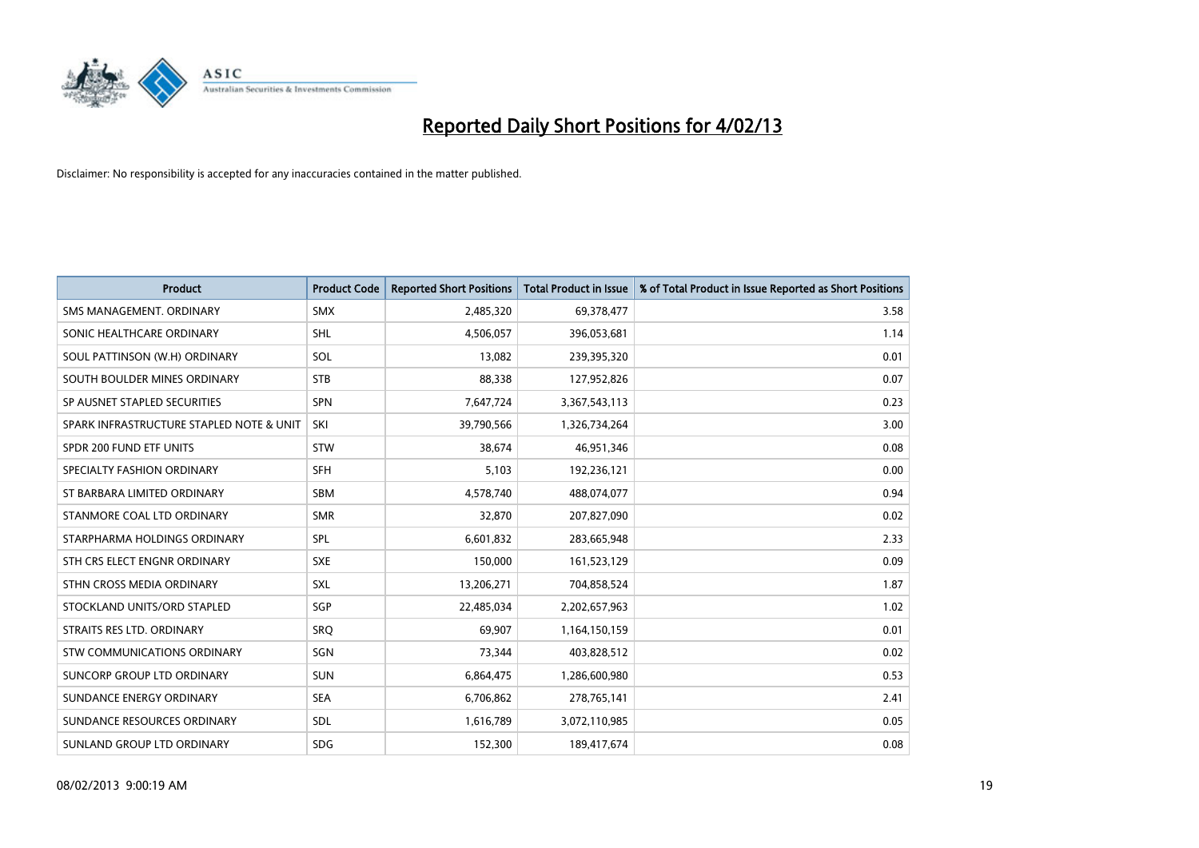# Reported Daily Short Positions for 4/02/13

Disclaimer: No responsibility is accepted for any inaccuracies contained in the matter published.

| Product | Product Code | Reported Short Positions | Total Product in Issue | % of Total Product in Issue Reported as Short Positions |
|---|---|---|---|---|
| SMS MANAGEMENT. ORDINARY | SMX | 2,485,320 | 69,378,477 | 3.58 |
| SONIC HEALTHCARE ORDINARY | SHL | 4,506,057 | 396,053,681 | 1.14 |
| SOUL PATTINSON (W.H) ORDINARY | SOL | 13,082 | 239,395,320 | 0.01 |
| SOUTH BOULDER MINES ORDINARY | STB | 88,338 | 127,952,826 | 0.07 |
| SP AUSNET STAPLED SECURITIES | SPN | 7,647,724 | 3,367,543,113 | 0.23 |
| SPARK INFRASTRUCTURE STAPLED NOTE & UNIT | SKI | 39,790,566 | 1,326,734,264 | 3.00 |
| SPDR 200 FUND ETF UNITS | STW | 38,674 | 46,951,346 | 0.08 |
| SPECIALTY FASHION ORDINARY | SFH | 5,103 | 192,236,121 | 0.00 |
| ST BARBARA LIMITED ORDINARY | SBM | 4,578,740 | 488,074,077 | 0.94 |
| STANMORE COAL LTD ORDINARY | SMR | 32,870 | 207,827,090 | 0.02 |
| STARPHARMA HOLDINGS ORDINARY | SPL | 6,601,832 | 283,665,948 | 2.33 |
| STH CRS ELECT ENGNR ORDINARY | SXE | 150,000 | 161,523,129 | 0.09 |
| STHN CROSS MEDIA ORDINARY | SXL | 13,206,271 | 704,858,524 | 1.87 |
| STOCKLAND UNITS/ORD STAPLED | SGP | 22,485,034 | 2,202,657,963 | 1.02 |
| STRAITS RES LTD. ORDINARY | SRQ | 69,907 | 1,164,150,159 | 0.01 |
| STW COMMUNICATIONS ORDINARY | SGN | 73,344 | 403,828,512 | 0.02 |
| SUNCORP GROUP LTD ORDINARY | SUN | 6,864,475 | 1,286,600,980 | 0.53 |
| SUNDANCE ENERGY ORDINARY | SEA | 6,706,862 | 278,765,141 | 2.41 |
| SUNDANCE RESOURCES ORDINARY | SDL | 1,616,789 | 3,072,110,985 | 0.05 |
| SUNLAND GROUP LTD ORDINARY | SDG | 152,300 | 189,417,674 | 0.08 |

08/02/2013 9:00:19 AM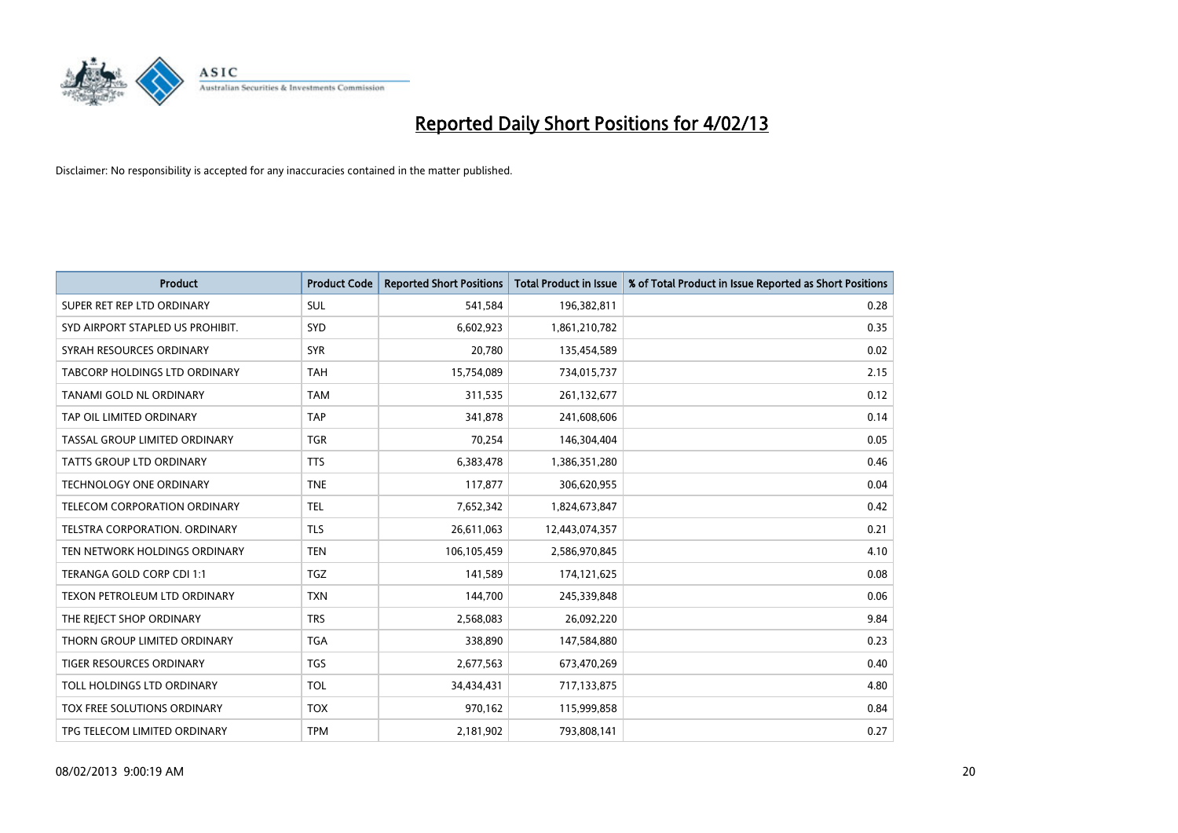# Reported Daily Short Positions for 4/02/13

Disclaimer: No responsibility is accepted for any inaccuracies contained in the matter published.

| Product | Product Code | Reported Short Positions | Total Product in Issue | % of Total Product in Issue Reported as Short Positions |
|---|---|---|---|---|
| SUPER RET REP LTD ORDINARY | SUL | 541,584 | 196,382,811 | 0.28 |
| SYD AIRPORT STAPLED US PROHIBIT. | SYD | 6,602,923 | 1,861,210,782 | 0.35 |
| SYRAH RESOURCES ORDINARY | SYR | 20,780 | 135,454,589 | 0.02 |
| TABCORP HOLDINGS LTD ORDINARY | TAH | 15,754,089 | 734,015,737 | 2.15 |
| TANAMI GOLD NL ORDINARY | TAM | 311,535 | 261,132,677 | 0.12 |
| TAP OIL LIMITED ORDINARY | TAP | 341,878 | 241,608,606 | 0.14 |
| TASSAL GROUP LIMITED ORDINARY | TGR | 70,254 | 146,304,404 | 0.05 |
| TATTS GROUP LTD ORDINARY | TTS | 6,383,478 | 1,386,351,280 | 0.46 |
| TECHNOLOGY ONE ORDINARY | TNE | 117,877 | 306,620,955 | 0.04 |
| TELECOM CORPORATION ORDINARY | TEL | 7,652,342 | 1,824,673,847 | 0.42 |
| TELSTRA CORPORATION. ORDINARY | TLS | 26,611,063 | 12,443,074,357 | 0.21 |
| TEN NETWORK HOLDINGS ORDINARY | TEN | 106,105,459 | 2,586,970,845 | 4.10 |
| TERANGA GOLD CORP CDI 1:1 | TGZ | 141,589 | 174,121,625 | 0.08 |
| TEXON PETROLEUM LTD ORDINARY | TXN | 144,700 | 245,339,848 | 0.06 |
| THE REJECT SHOP ORDINARY | TRS | 2,568,083 | 26,092,220 | 9.84 |
| THORN GROUP LIMITED ORDINARY | TGA | 338,890 | 147,584,880 | 0.23 |
| TIGER RESOURCES ORDINARY | TGS | 2,677,563 | 673,470,269 | 0.40 |
| TOLL HOLDINGS LTD ORDINARY | TOL | 34,434,431 | 717,133,875 | 4.80 |
| TOX FREE SOLUTIONS ORDINARY | TOX | 970,162 | 115,999,858 | 0.84 |
| TPG TELECOM LIMITED ORDINARY | TPM | 2,181,902 | 793,808,141 | 0.27 |

08/02/2013 9:00:19 AM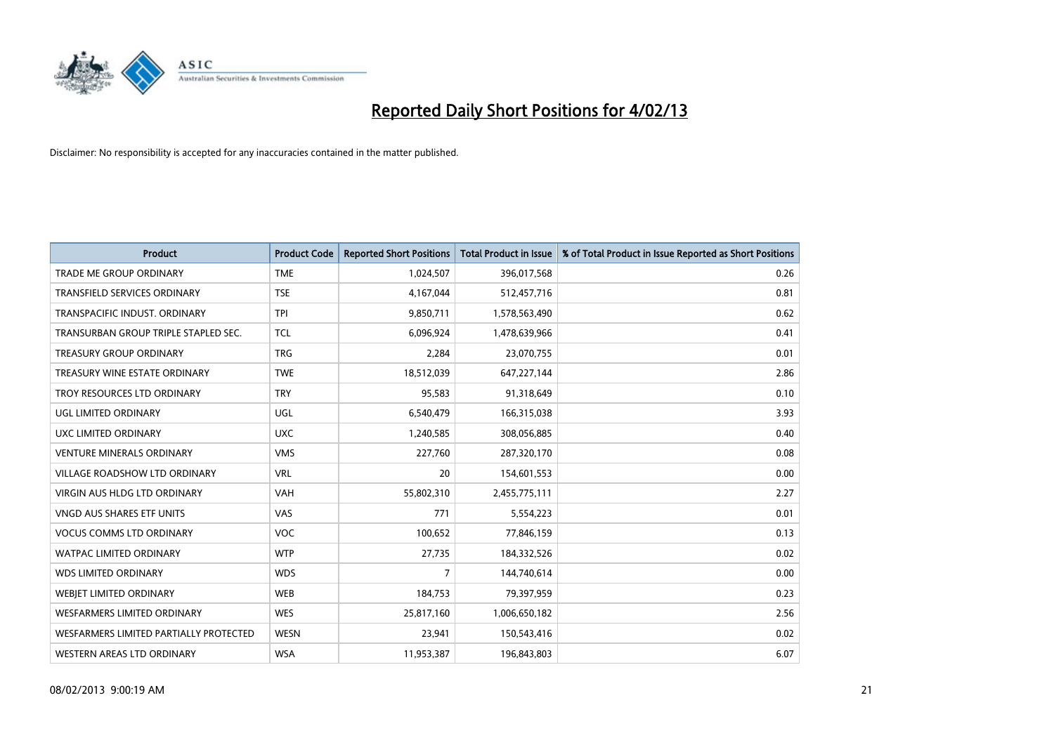# Reported Daily Short Positions for 4/02/13

Disclaimer: No responsibility is accepted for any inaccuracies contained in the matter published.

| Product | Product Code | Reported Short Positions | Total Product in Issue | % of Total Product in Issue Reported as Short Positions |
|---|---|---|---|---|
| TRADE ME GROUP ORDINARY | TME | 1,024,507 | 396,017,568 | 0.26 |
| TRANSFIELD SERVICES ORDINARY | TSE | 4,167,044 | 512,457,716 | 0.81 |
| TRANSPACIFIC INDUST. ORDINARY | TPI | 9,850,711 | 1,578,563,490 | 0.62 |
| TRANSURBAN GROUP TRIPLE STAPLED SEC. | TCL | 6,096,924 | 1,478,639,966 | 0.41 |
| TREASURY GROUP ORDINARY | TRG | 2,284 | 23,070,755 | 0.01 |
| TREASURY WINE ESTATE ORDINARY | TWE | 18,512,039 | 647,227,144 | 2.86 |
| TROY RESOURCES LTD ORDINARY | TRY | 95,583 | 91,318,649 | 0.10 |
| UGL LIMITED ORDINARY | UGL | 6,540,479 | 166,315,038 | 3.93 |
| UXC LIMITED ORDINARY | UXC | 1,240,585 | 308,056,885 | 0.40 |
| VENTURE MINERALS ORDINARY | VMS | 227,760 | 287,320,170 | 0.08 |
| VILLAGE ROADSHOW LTD ORDINARY | VRL | 20 | 154,601,553 | 0.00 |
| VIRGIN AUS HLDG LTD ORDINARY | VAH | 55,802,310 | 2,455,775,111 | 2.27 |
| VNGD AUS SHARES ETF UNITS | VAS | 771 | 5,554,223 | 0.01 |
| VOCUS COMMS LTD ORDINARY | VOC | 100,652 | 77,846,159 | 0.13 |
| WATPAC LIMITED ORDINARY | WTP | 27,735 | 184,332,526 | 0.02 |
| WDS LIMITED ORDINARY | WDS | 7 | 144,740,614 | 0.00 |
| WEBJET LIMITED ORDINARY | WEB | 184,753 | 79,397,959 | 0.23 |
| WESFARMERS LIMITED ORDINARY | WES | 25,817,160 | 1,006,650,182 | 2.56 |
| WESFARMERS LIMITED PARTIALLY PROTECTED | WESN | 23,941 | 150,543,416 | 0.02 |
| WESTERN AREAS LTD ORDINARY | WSA | 11,953,387 | 196,843,803 | 6.07 |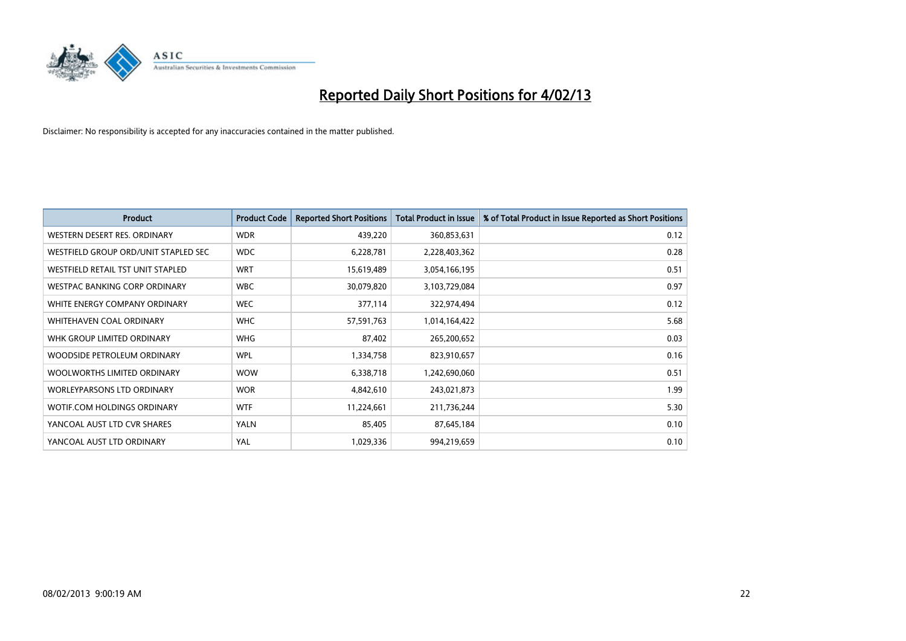# Reported Daily Short Positions for 4/02/13

Disclaimer: No responsibility is accepted for any inaccuracies contained in the matter published.

| Product | Product Code | Reported Short Positions | Total Product in Issue | % of Total Product in Issue Reported as Short Positions |
|---|---|---|---|---|
| WESTERN DESERT RES. ORDINARY | WDR | 439,220 | 360,853,631 | 0.12 |
| WESTFIELD GROUP ORD/UNIT STAPLED SEC | WDC | 6,228,781 | 2,228,403,362 | 0.28 |
| WESTFIELD RETAIL TST UNIT STAPLED | WRT | 15,619,489 | 3,054,166,195 | 0.51 |
| WESTPAC BANKING CORP ORDINARY | WBC | 30,079,820 | 3,103,729,084 | 0.97 |
| WHITE ENERGY COMPANY ORDINARY | WEC | 377,114 | 322,974,494 | 0.12 |
| WHITEHAVEN COAL ORDINARY | WHC | 57,591,763 | 1,014,164,422 | 5.68 |
| WHK GROUP LIMITED ORDINARY | WHG | 87,402 | 265,200,652 | 0.03 |
| WOODSIDE PETROLEUM ORDINARY | WPL | 1,334,758 | 823,910,657 | 0.16 |
| WOOLWORTHS LIMITED ORDINARY | WOW | 6,338,718 | 1,242,690,060 | 0.51 |
| WORLEYPARSONS LTD ORDINARY | WOR | 4,842,610 | 243,021,873 | 1.99 |
| WOTIF.COM HOLDINGS ORDINARY | WTF | 11,224,661 | 211,736,244 | 5.30 |
| YANCOAL AUST LTD CVR SHARES | YALN | 85,405 | 87,645,184 | 0.10 |
| YANCOAL AUST LTD ORDINARY | YAL | 1,029,336 | 994,219,659 | 0.10 |